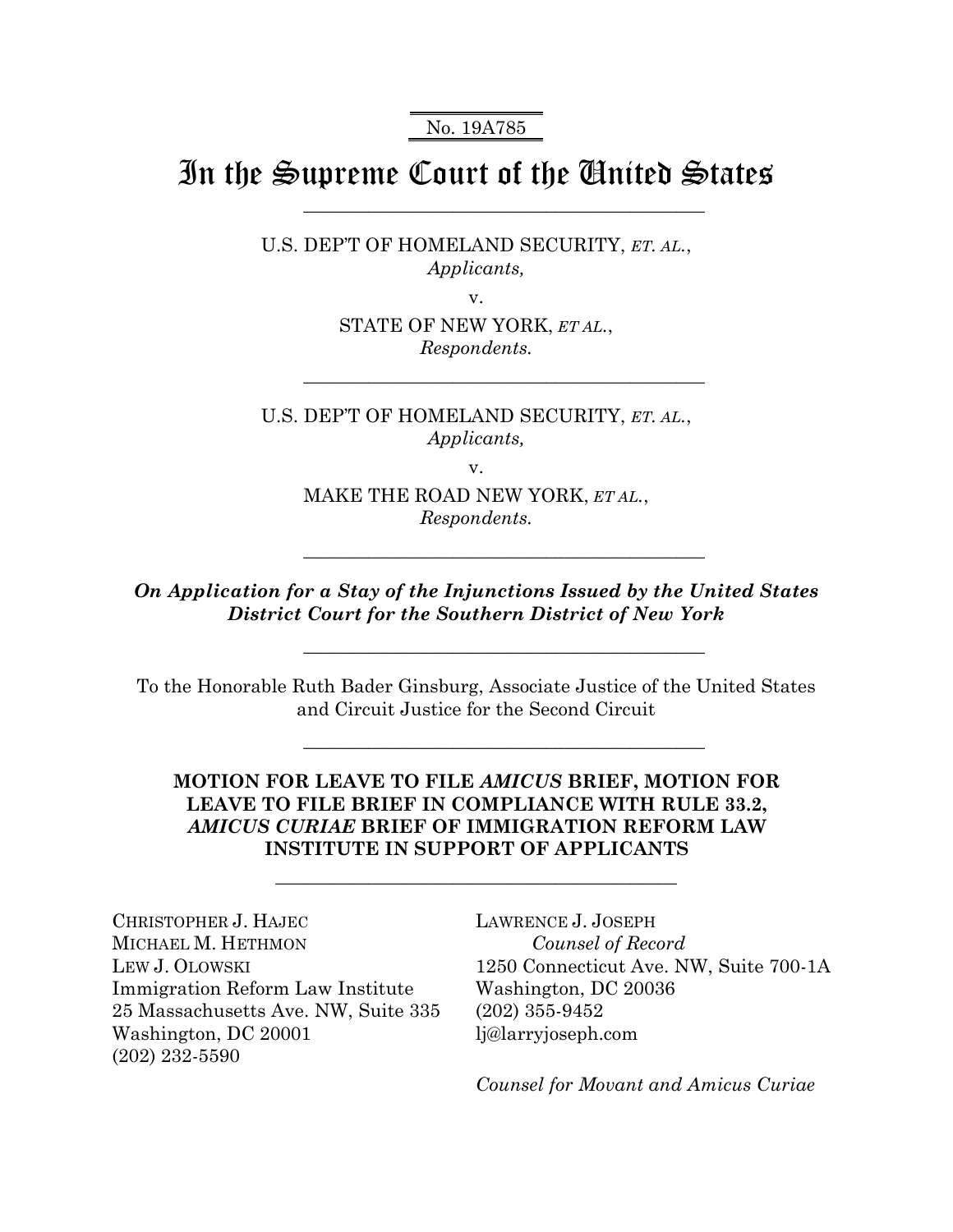No. 19A785

# In the Supreme Court of the United States

U.S. DEP'T OF HOMELAND SECURITY, *ET. AL.*,
*Applicants,*

v.

STATE OF NEW YORK, *ET AL.*,
*Respondents.*

---

U.S. DEP'T OF HOMELAND SECURITY, *ET. AL.*,
*Applicants,*

v.

MAKE THE ROAD NEW YORK, *ET AL.*,
*Respondents.*

---

***On Application for a Stay of the Injunctions Issued by the United States District Court for the Southern District of New York***

---

To the Honorable Ruth Bader Ginsburg, Associate Justice of the United States and Circuit Justice for the Second Circuit

---

**MOTION FOR LEAVE TO FILE *AMICUS* BRIEF, MOTION FOR LEAVE TO FILE BRIEF IN COMPLIANCE WITH RULE 33.2, *AMICUS CURIAE* BRIEF OF IMMIGRATION REFORM LAW INSTITUTE IN SUPPORT OF APPLICANTS**

---

CHRISTOPHER J. HAJEC
MICHAEL M. HETHMON
LEW J. OLOWSKI
Immigration Reform Law Institute
25 Massachusetts Ave. NW, Suite 335
Washington, DC 20001
(202) 232-5590

LAWRENCE J. JOSEPH
*Counsel of Record*
1250 Connecticut Ave. NW, Suite 700-1A
Washington, DC 20036
(202) 355-9452
lj@larryjoseph.com

*Counsel for Movant and Amicus Curiae*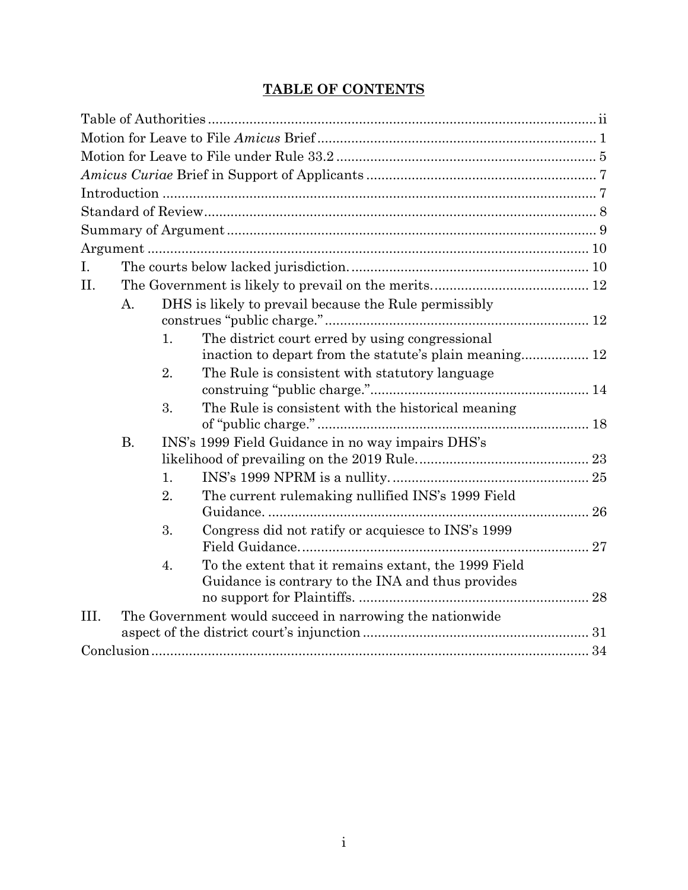# TABLE OF CONTENTS

Table of Authorities ........................................................ ii

Motion for Leave to File *Amicus* Brief ........................................................ 1

Motion for Leave to File under Rule 33.2 ........................................................ 5

*Amicus Curiae* Brief in Support of Applicants ........................................................ 7

Introduction ........................................................ 7

Standard of Review ........................................................ 8

Summary of Argument ........................................................ 9

Argument ........................................................ 10

I. The courts below lacked jurisdiction. ........................................................ 10

II. The Government is likely to prevail on the merits. ........................................................ 12

- A. DHS is likely to prevail because the Rule permissibly construes "public charge." ........................................................ 12
  - 1. The district court erred by using congressional inaction to depart from the statute's plain meaning ........................................................ 12
  - 2. The Rule is consistent with statutory language construing "public charge." ........................................................ 14
  - 3. The Rule is consistent with the historical meaning of "public charge." ........................................................ 18
- B. INS's 1999 Field Guidance in no way impairs DHS's likelihood of prevailing on the 2019 Rule. ........................................................ 23
  - 1. INS's 1999 NPRM is a nullity. ........................................................ 25
  - 2. The current rulemaking nullified INS's 1999 Field Guidance. ........................................................ 26
  - 3. Congress did not ratify or acquiesce to INS's 1999 Field Guidance. ........................................................ 27
  - 4. To the extent that it remains extant, the 1999 Field Guidance is contrary to the INA and thus provides no support for Plaintiffs. ........................................................ 28

III. The Government would succeed in narrowing the nationwide aspect of the district court's injunction ........................................................ 31

Conclusion ........................................................ 34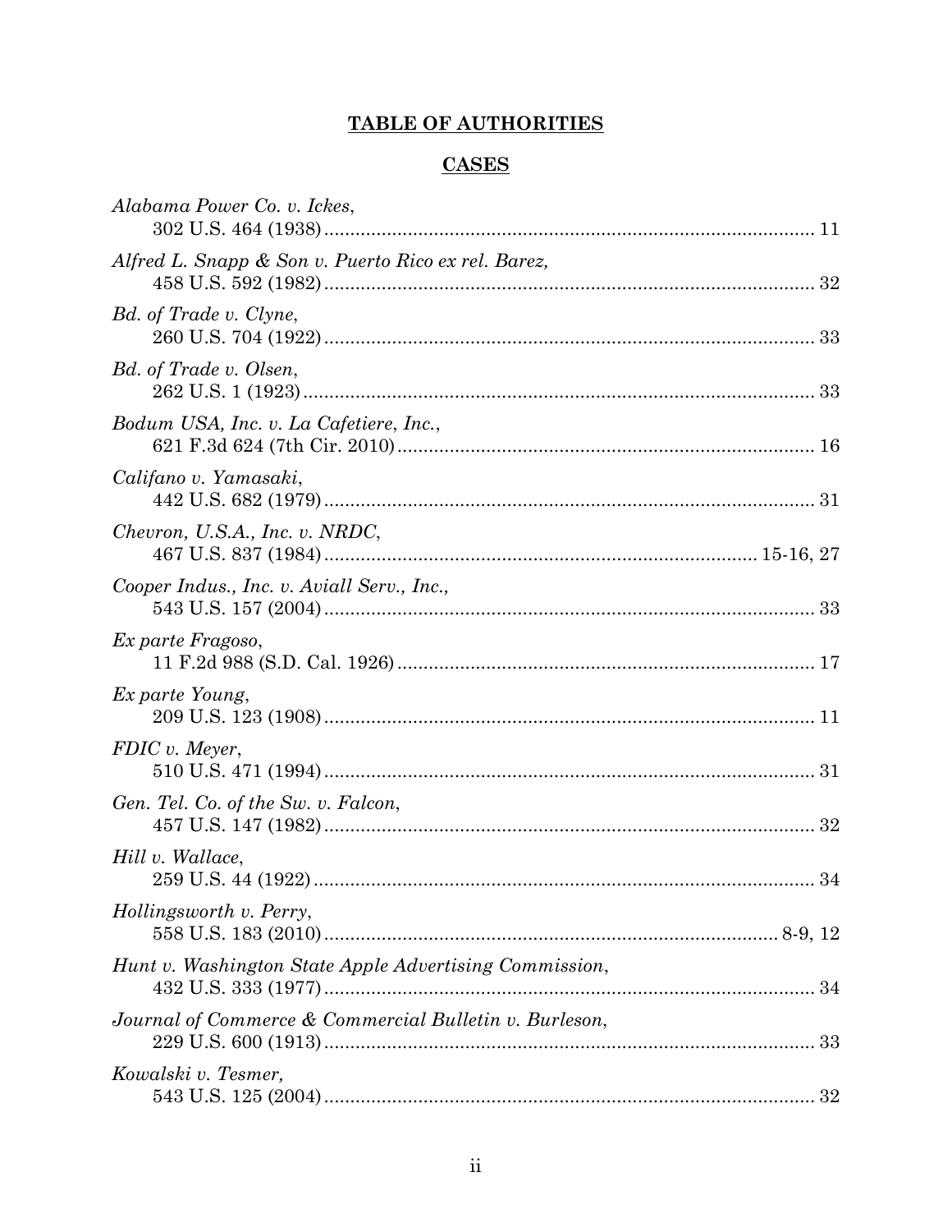# TABLE OF AUTHORITIES

## CASES

*Alabama Power Co. v. Ickes*,
302 U.S. 464 (1938) ........................................ 11

*Alfred L. Snapp & Son v. Puerto Rico ex rel. Barez,*
458 U.S. 592 (1982) ........................................ 32

*Bd. of Trade v. Clyne*,
260 U.S. 704 (1922) ........................................ 33

*Bd. of Trade v. Olsen*,
262 U.S. 1 (1923) ........................................ 33

*Bodum USA, Inc. v. La Cafetiere, Inc.*,
621 F.3d 624 (7th Cir. 2010) ........................................ 16

*Califano v. Yamasaki*,
442 U.S. 682 (1979) ........................................ 31

*Chevron, U.S.A., Inc. v. NRDC*,
467 U.S. 837 (1984) ........................................ 15-16, 27

*Cooper Indus., Inc. v. Aviall Serv., Inc.,*
543 U.S. 157 (2004) ........................................ 33

*Ex parte Fragoso*,
11 F.2d 988 (S.D. Cal. 1926) ........................................ 17

*Ex parte Young*,
209 U.S. 123 (1908) ........................................ 11

*FDIC v. Meyer*,
510 U.S. 471 (1994) ........................................ 31

*Gen. Tel. Co. of the Sw. v. Falcon*,
457 U.S. 147 (1982) ........................................ 32

*Hill v. Wallace*,
259 U.S. 44 (1922) ........................................ 34

*Hollingsworth v. Perry*,
558 U.S. 183 (2010) ........................................ 8-9, 12

*Hunt v. Washington State Apple Advertising Commission*,
432 U.S. 333 (1977) ........................................ 34

*Journal of Commerce & Commercial Bulletin v. Burleson*,
229 U.S. 600 (1913) ........................................ 33

*Kowalski v. Tesmer,*
543 U.S. 125 (2004) ........................................ 32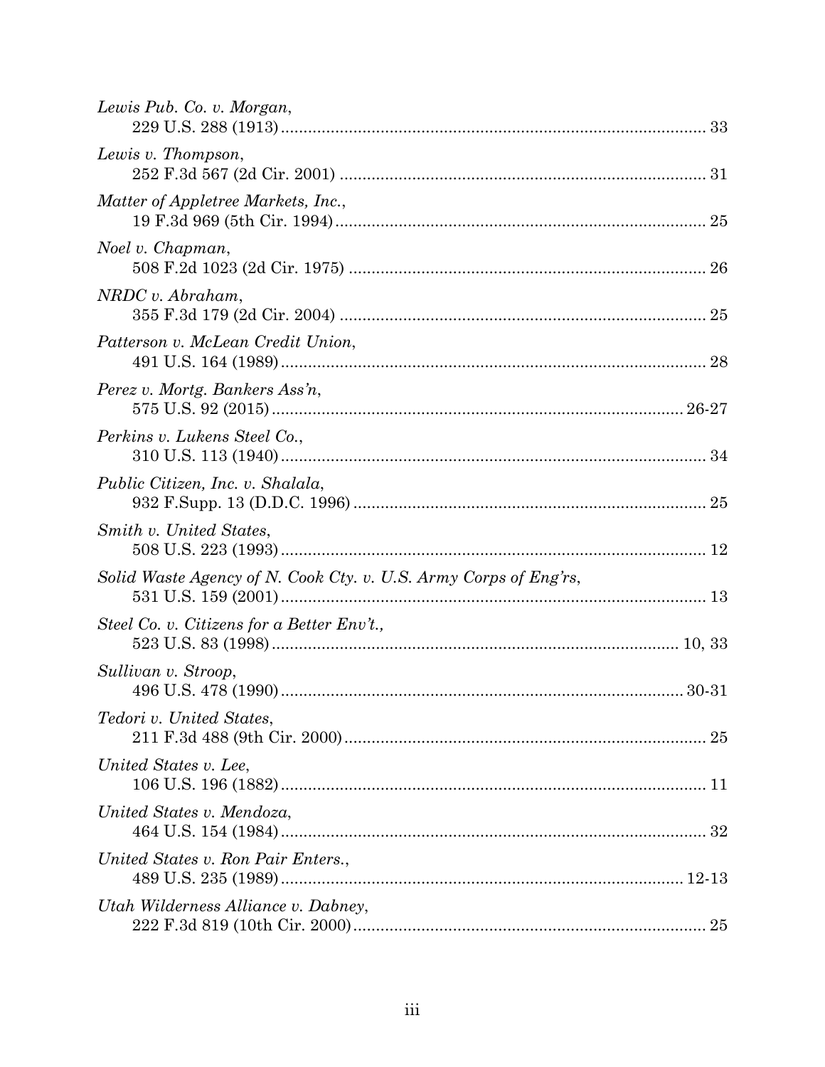*Lewis Pub. Co. v. Morgan*,
229 U.S. 288 (1913) .......... 33

*Lewis v. Thompson*,
252 F.3d 567 (2d Cir. 2001) .......... 31

*Matter of Appletree Markets, Inc.*,
19 F.3d 969 (5th Cir. 1994) .......... 25

*Noel v. Chapman*,
508 F.2d 1023 (2d Cir. 1975) .......... 26

*NRDC v. Abraham*,
355 F.3d 179 (2d Cir. 2004) .......... 25

*Patterson v. McLean Credit Union*,
491 U.S. 164 (1989) .......... 28

*Perez v. Mortg. Bankers Ass'n*,
575 U.S. 92 (2015) .......... 26-27

*Perkins v. Lukens Steel Co.*,
310 U.S. 113 (1940) .......... 34

*Public Citizen, Inc. v. Shalala*,
932 F.Supp. 13 (D.D.C. 1996) .......... 25

*Smith v. United States*,
508 U.S. 223 (1993) .......... 12

*Solid Waste Agency of N. Cook Cty. v. U.S. Army Corps of Eng'rs*,
531 U.S. 159 (2001) .......... 13

*Steel Co. v. Citizens for a Better Env't.*,
523 U.S. 83 (1998) .......... 10, 33

*Sullivan v. Stroop*,
496 U.S. 478 (1990) .......... 30-31

*Tedori v. United States*,
211 F.3d 488 (9th Cir. 2000) .......... 25

*United States v. Lee*,
106 U.S. 196 (1882) .......... 11

*United States v. Mendoza*,
464 U.S. 154 (1984) .......... 32

*United States v. Ron Pair Enters.*,
489 U.S. 235 (1989) .......... 12-13

*Utah Wilderness Alliance v. Dabney*,
222 F.3d 819 (10th Cir. 2000) .......... 25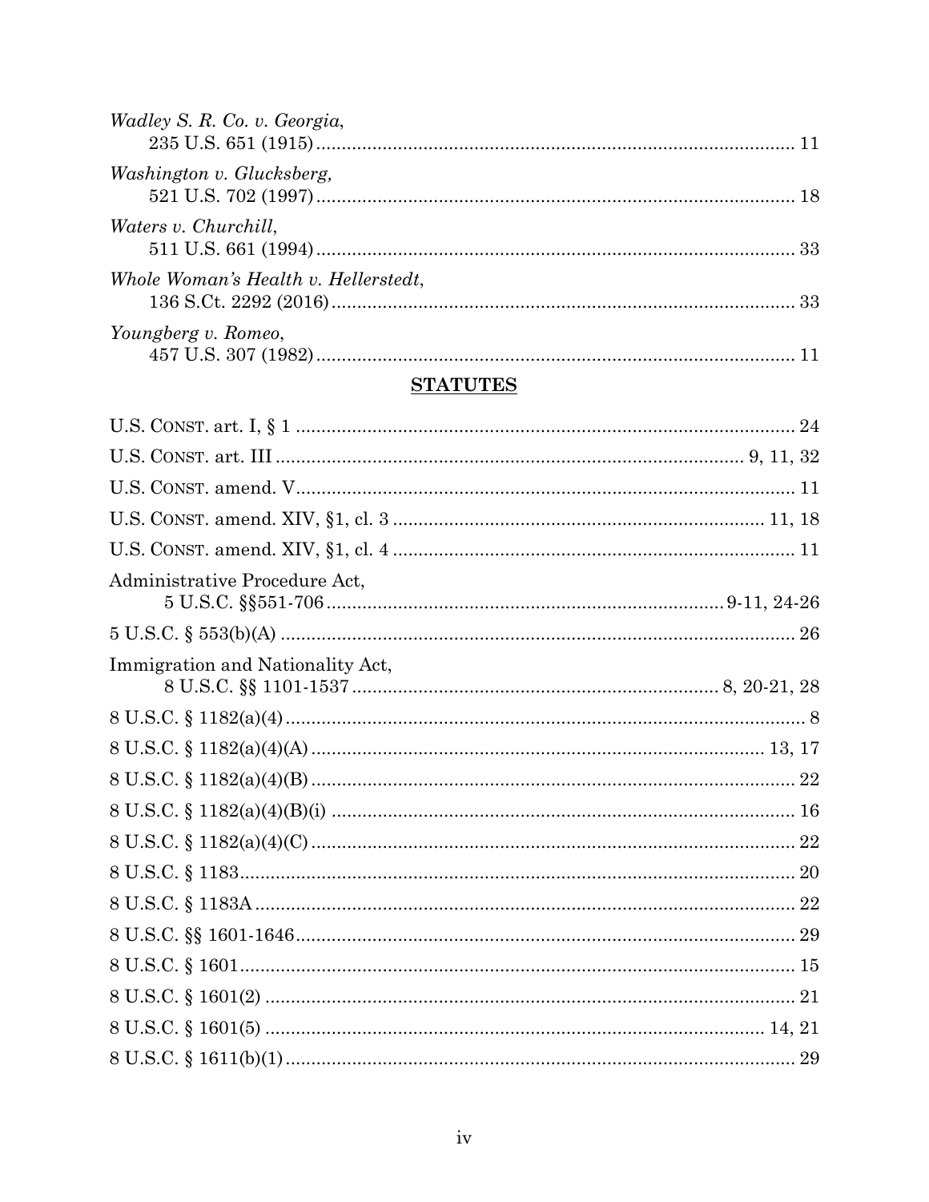*Wadley S. R. Co. v. Georgia*,
235 U.S. 651 (1915) ............................................................................................ 11

*Washington v. Glucksberg,*
521 U.S. 702 (1997) ............................................................................................ 18

*Waters v. Churchill*,
511 U.S. 661 (1994) ............................................................................................ 33

*Whole Woman's Health v. Hellerstedt*,
136 S.Ct. 2292 (2016) ......................................................................................... 33

*Youngberg v. Romeo*,
457 U.S. 307 (1982) ............................................................................................ 11

## STATUTES

U.S. CONST. art. I, § 1 ................................................................................................ 24

U.S. CONST. art. III ........................................................................................ 9, 11, 32

U.S. CONST. amend. V................................................................................................ 11

U.S. CONST. amend. XIV, §1, cl. 3 ...................................................................... 11, 18

U.S. CONST. amend. XIV, §1, cl. 4 ............................................................................ 11

Administrative Procedure Act,
5 U.S.C. §§551-706 ........................................................................... 9-11, 24-26

5 U.S.C. § 553(b)(A) .................................................................................................... 26

Immigration and Nationality Act,
8 U.S.C. §§ 1101-1537 ...................................................................... 8, 20-21, 28

8 U.S.C. § 1182(a)(4) ..................................................................................................... 8

8 U.S.C. § 1182(a)(4)(A) ......................................................................................... 13, 17

8 U.S.C. § 1182(a)(4)(B) ............................................................................................. 22

8 U.S.C. § 1182(a)(4)(B)(i) .......................................................................................... 16

8 U.S.C. § 1182(a)(4)(C) ............................................................................................. 22

8 U.S.C. § 1183............................................................................................................ 20

8 U.S.C. § 1183A ......................................................................................................... 22

8 U.S.C. §§ 1601-1646................................................................................................. 29

8 U.S.C. § 1601............................................................................................................ 15

8 U.S.C. § 1601(2) ....................................................................................................... 21

8 U.S.C. § 1601(5) ................................................................................................. 14, 21

8 U.S.C. § 1611(b)(1) ................................................................................................... 29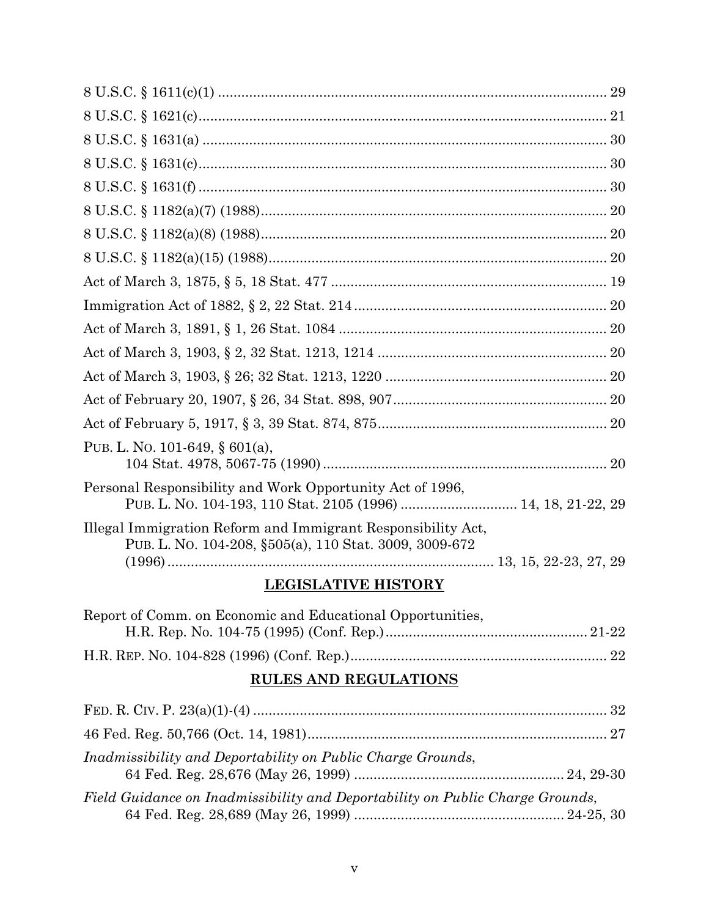8 U.S.C. § 1611(c)(1) .................................................................................................... 29

8 U.S.C. § 1621(c)......................................................................................................... 21

8 U.S.C. § 1631(a) ........................................................................................................ 30

8 U.S.C. § 1631(c)......................................................................................................... 30

8 U.S.C. § 1631(f) ......................................................................................................... 30

8 U.S.C. § 1182(a)(7) (1988)......................................................................................... 20

8 U.S.C. § 1182(a)(8) (1988)......................................................................................... 20

8 U.S.C. § 1182(a)(15) (1988)....................................................................................... 20

Act of March 3, 1875, § 5, 18 Stat. 477 ...................................................................... 19

Immigration Act of 1882, § 2, 22 Stat. 214 ................................................................. 20

Act of March 3, 1891, § 1, 26 Stat. 1084 ..................................................................... 20

Act of March 3, 1903, § 2, 32 Stat. 1213, 1214 ........................................................... 20

Act of March 3, 1903, § 26; 32 Stat. 1213, 1220 ......................................................... 20

Act of February 20, 1907, § 26, 34 Stat. 898, 907....................................................... 20

Act of February 5, 1917, § 3, 39 Stat. 874, 875........................................................... 20

PUB. L. NO. 101-649, § 601(a),
104 Stat. 4978, 5067-75 (1990) ......................................................................... 20

Personal Responsibility and Work Opportunity Act of 1996,
PUB. L. NO. 104-193, 110 Stat. 2105 (1996) ............................. 14, 18, 21-22, 29

Illegal Immigration Reform and Immigrant Responsibility Act,
PUB. L. NO. 104-208, §505(a), 110 Stat. 3009, 3009-672
(1996) ................................................................................... 13, 15, 22-23, 27, 29

## LEGISLATIVE HISTORY

Report of Comm. on Economic and Educational Opportunities,
H.R. Rep. No. 104-75 (1995) (Conf. Rep.) .................................................... 21-22

H.R. REP. NO. 104-828 (1996) (Conf. Rep.).................................................................. 22

## RULES AND REGULATIONS

FED. R. CIV. P. 23(a)(1)-(4) .......................................................................................... 32

46 Fed. Reg. 50,766 (Oct. 14, 1981)............................................................................. 27

*Inadmissibility and Deportability on Public Charge Grounds*,
64 Fed. Reg. 28,676 (May 26, 1999) ..................................................... 24, 29-30

*Field Guidance on Inadmissibility and Deportability on Public Charge Grounds*,
64 Fed. Reg. 28,689 (May 26, 1999) ..................................................... 24-25, 30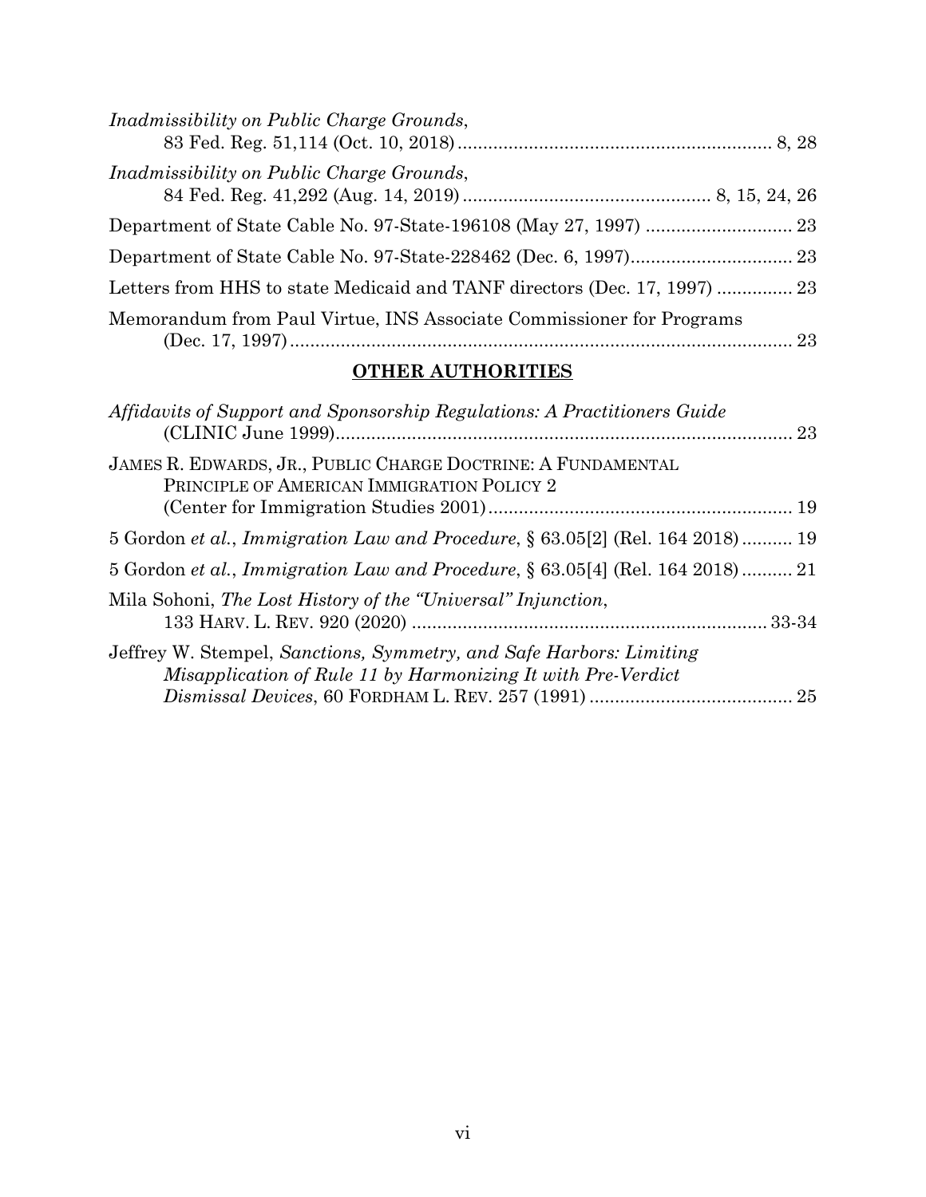*Inadmissibility on Public Charge Grounds*, 83 Fed. Reg. 51,114 (Oct. 10, 2018) .......... 8, 28

*Inadmissibility on Public Charge Grounds*, 84 Fed. Reg. 41,292 (Aug. 14, 2019) .......... 8, 15, 24, 26

Department of State Cable No. 97-State-196108 (May 27, 1997) .......... 23

Department of State Cable No. 97-State-228462 (Dec. 6, 1997) .......... 23

Letters from HHS to state Medicaid and TANF directors (Dec. 17, 1997) .......... 23

Memorandum from Paul Virtue, INS Associate Commissioner for Programs (Dec. 17, 1997) .......... 23

## OTHER AUTHORITIES

*Affidavits of Support and Sponsorship Regulations: A Practitioners Guide* (CLINIC June 1999) .......... 23

JAMES R. EDWARDS, JR., PUBLIC CHARGE DOCTRINE: A FUNDAMENTAL PRINCIPLE OF AMERICAN IMMIGRATION POLICY 2 (Center for Immigration Studies 2001) .......... 19

5 Gordon *et al.*, *Immigration Law and Procedure*, § 63.05[2] (Rel. 164 2018) .......... 19

5 Gordon *et al.*, *Immigration Law and Procedure*, § 63.05[4] (Rel. 164 2018) .......... 21

Mila Sohoni, *The Lost History of the "Universal" Injunction*, 133 HARV. L. REV. 920 (2020) .......... 33-34

Jeffrey W. Stempel, *Sanctions, Symmetry, and Safe Harbors: Limiting Misapplication of Rule 11 by Harmonizing It with Pre-Verdict Dismissal Devices*, 60 FORDHAM L. REV. 257 (1991) .......... 25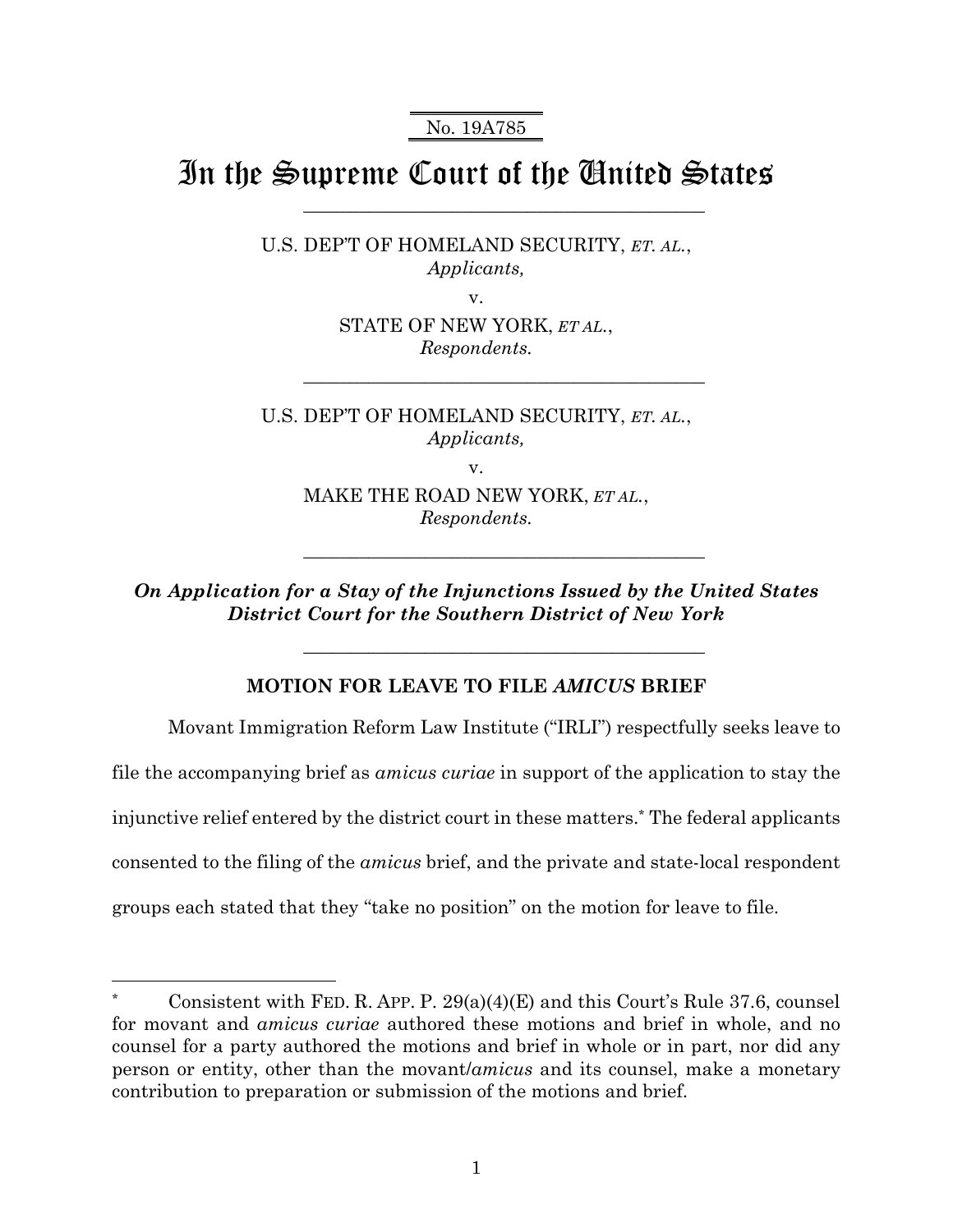No. 19A785

# In the Supreme Court of the United States

U.S. DEP'T OF HOMELAND SECURITY, *ET. AL.*,
*Applicants,*

v.

STATE OF NEW YORK, *ET AL.*,
*Respondents.*

U.S. DEP'T OF HOMELAND SECURITY, *ET. AL.*,
*Applicants,*

v.

MAKE THE ROAD NEW YORK, *ET AL.*,
*Respondents.*

***On Application for a Stay of the Injunctions Issued by the United States District Court for the Southern District of New York***

## MOTION FOR LEAVE TO FILE *AMICUS* BRIEF

Movant Immigration Reform Law Institute ("IRLI") respectfully seeks leave to file the accompanying brief as *amicus curiae* in support of the application to stay the injunctive relief entered by the district court in these matters.* The federal applicants consented to the filing of the *amicus* brief, and the private and state-local respondent groups each stated that they "take no position" on the motion for leave to file.

---

\* Consistent with FED. R. APP. P. 29(a)(4)(E) and this Court's Rule 37.6, counsel for movant and *amicus curiae* authored these motions and brief in whole, and no counsel for a party authored the motions and brief in whole or in part, nor did any person or entity, other than the movant/*amicus* and its counsel, make a monetary contribution to preparation or submission of the motions and brief.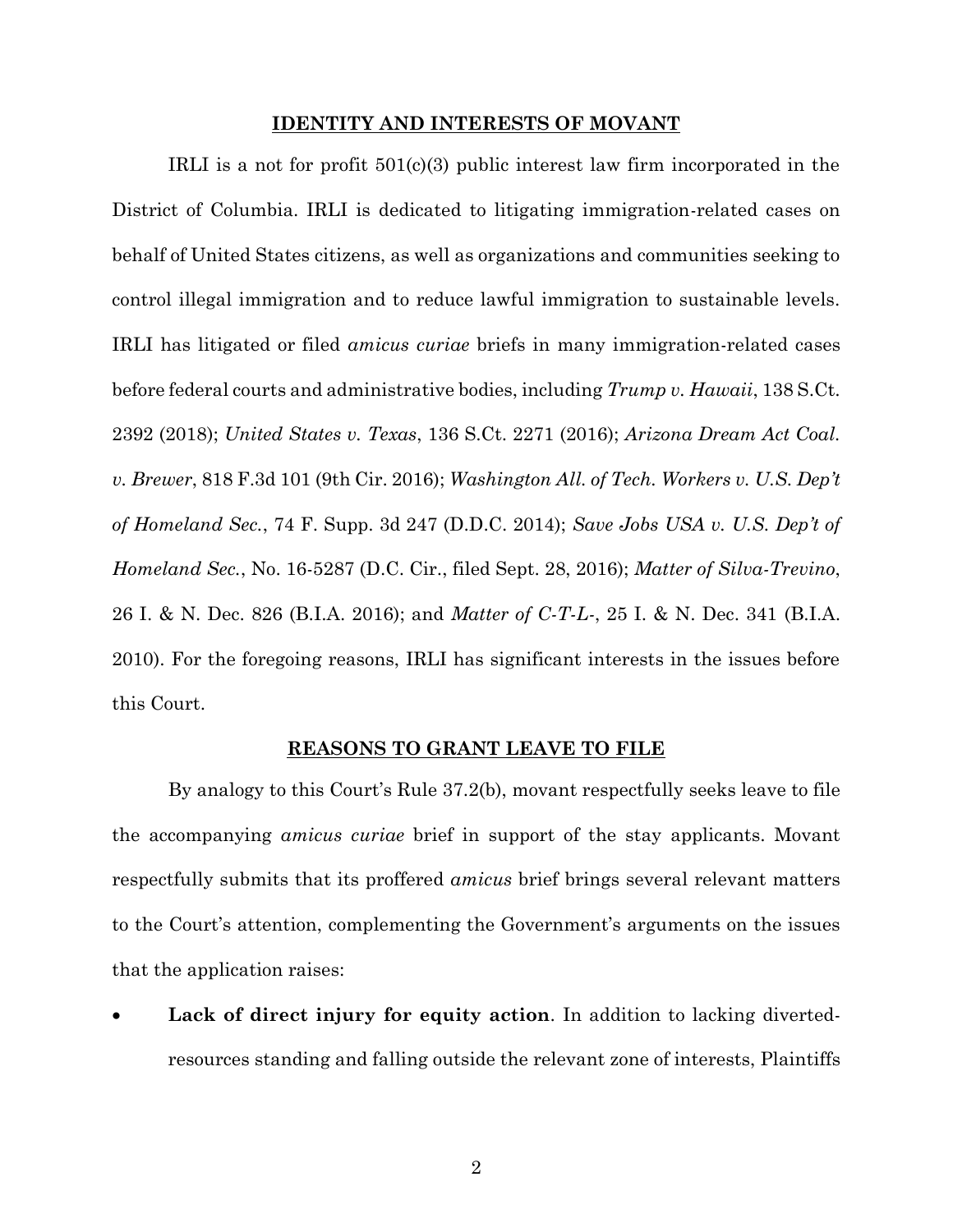## IDENTITY AND INTERESTS OF MOVANT

IRLI is a not for profit 501(c)(3) public interest law firm incorporated in the District of Columbia. IRLI is dedicated to litigating immigration-related cases on behalf of United States citizens, as well as organizations and communities seeking to control illegal immigration and to reduce lawful immigration to sustainable levels. IRLI has litigated or filed *amicus curiae* briefs in many immigration-related cases before federal courts and administrative bodies, including *Trump v. Hawaii*, 138 S.Ct. 2392 (2018); *United States v. Texas*, 136 S.Ct. 2271 (2016); *Arizona Dream Act Coal. v. Brewer*, 818 F.3d 101 (9th Cir. 2016); *Washington All. of Tech. Workers v. U.S. Dep't of Homeland Sec.*, 74 F. Supp. 3d 247 (D.D.C. 2014); *Save Jobs USA v. U.S. Dep't of Homeland Sec.*, No. 16-5287 (D.C. Cir., filed Sept. 28, 2016); *Matter of Silva-Trevino*, 26 I. & N. Dec. 826 (B.I.A. 2016); and *Matter of C-T-L-*, 25 I. & N. Dec. 341 (B.I.A. 2010). For the foregoing reasons, IRLI has significant interests in the issues before this Court.

## REASONS TO GRANT LEAVE TO FILE

By analogy to this Court's Rule 37.2(b), movant respectfully seeks leave to file the accompanying *amicus curiae* brief in support of the stay applicants. Movant respectfully submits that its proffered *amicus* brief brings several relevant matters to the Court's attention, complementing the Government's arguments on the issues that the application raises:

- **Lack of direct injury for equity action**. In addition to lacking diverted-resources standing and falling outside the relevant zone of interests, Plaintiffs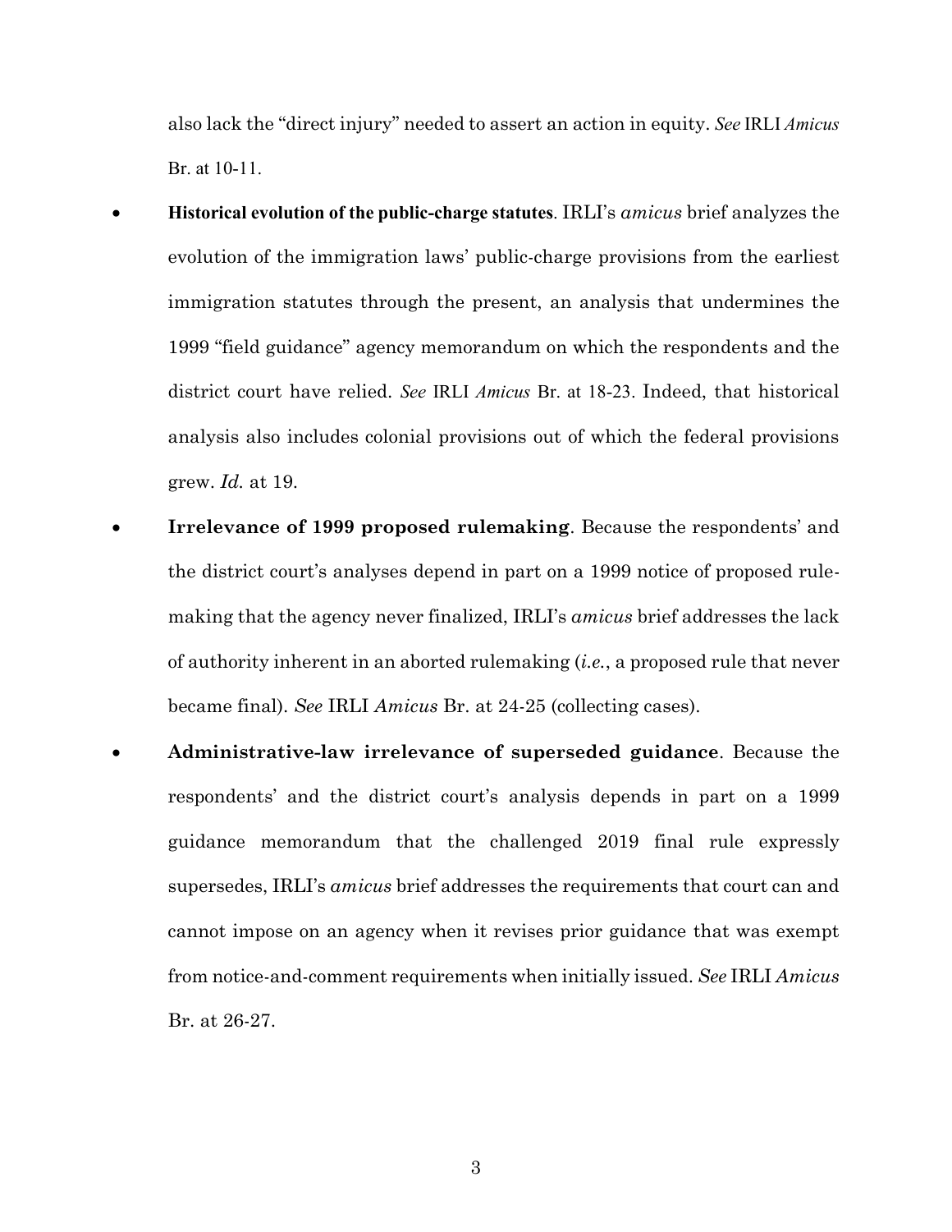also lack the "direct injury" needed to assert an action in equity. *See* IRLI *Amicus* Br. at 10-11.

- **Historical evolution of the public-charge statutes**. IRLI's *amicus* brief analyzes the evolution of the immigration laws' public-charge provisions from the earliest immigration statutes through the present, an analysis that undermines the 1999 "field guidance" agency memorandum on which the respondents and the district court have relied. *See* IRLI *Amicus* Br. at 18-23. Indeed, that historical analysis also includes colonial provisions out of which the federal provisions grew. *Id.* at 19.
- **Irrelevance of 1999 proposed rulemaking**. Because the respondents' and the district court's analyses depend in part on a 1999 notice of proposed rule-making that the agency never finalized, IRLI's *amicus* brief addresses the lack of authority inherent in an aborted rulemaking (*i.e.*, a proposed rule that never became final). *See* IRLI *Amicus* Br. at 24-25 (collecting cases).
- **Administrative-law irrelevance of superseded guidance**. Because the respondents' and the district court's analysis depends in part on a 1999 guidance memorandum that the challenged 2019 final rule expressly supersedes, IRLI's *amicus* brief addresses the requirements that court can and cannot impose on an agency when it revises prior guidance that was exempt from notice-and-comment requirements when initially issued. *See* IRLI *Amicus* Br. at 26-27.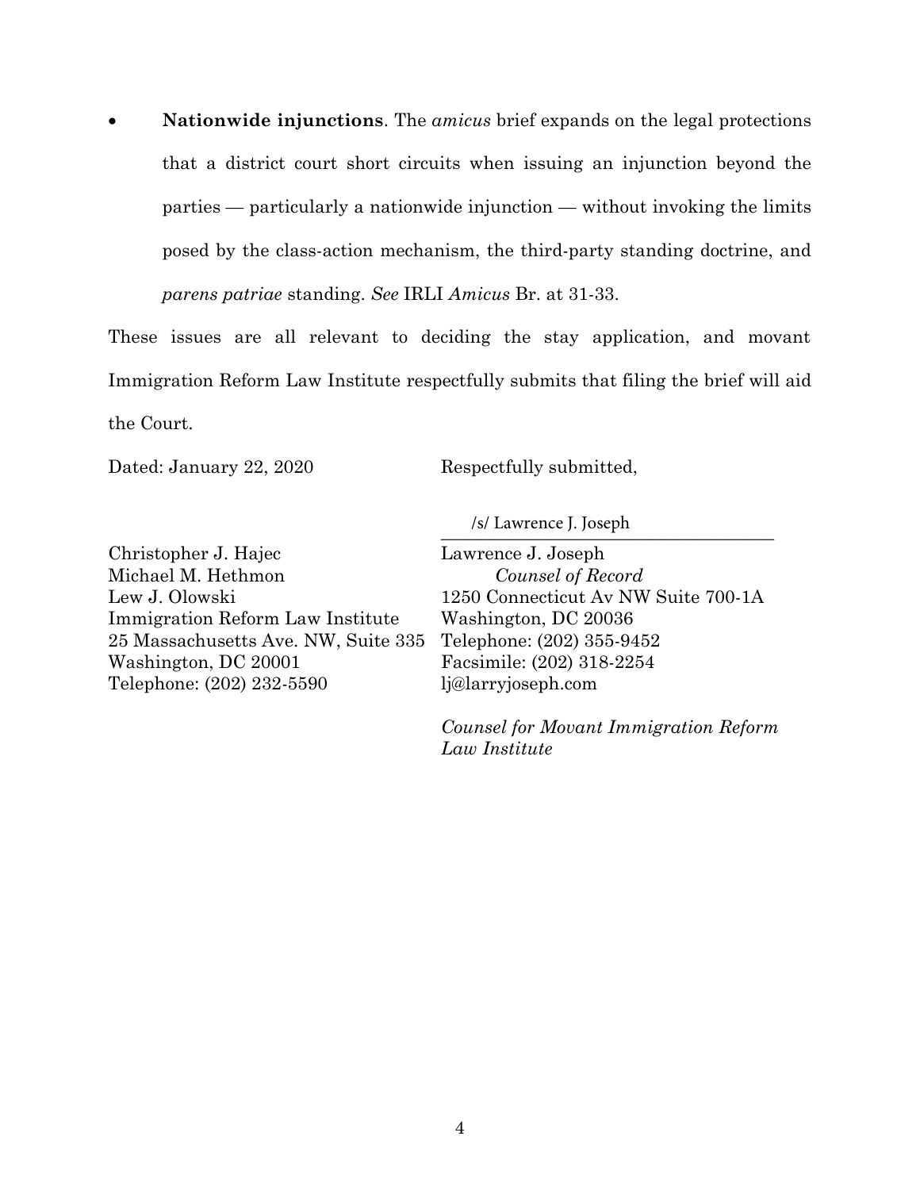- **Nationwide injunctions**. The *amicus* brief expands on the legal protections that a district court short circuits when issuing an injunction beyond the parties — particularly a nationwide injunction — without invoking the limits posed by the class-action mechanism, the third-party standing doctrine, and *parens patriae* standing. *See* IRLI *Amicus* Br. at 31-33.

These issues are all relevant to deciding the stay application, and movant Immigration Reform Law Institute respectfully submits that filing the brief will aid the Court.

Dated: January 22, 2020

Respectfully submitted,

/s/ Lawrence J. Joseph

Lawrence J. Joseph
*Counsel of Record*
1250 Connecticut Av NW Suite 700-1A
Washington, DC 20036
Telephone: (202) 355-9452
Facsimile: (202) 318-2254
lj@larryjoseph.com

*Counsel for Movant Immigration Reform Law Institute*

Christopher J. Hajec
Michael M. Hethmon
Lew J. Olowski
Immigration Reform Law Institute
25 Massachusetts Ave. NW, Suite 335
Washington, DC 20001
Telephone: (202) 232-5590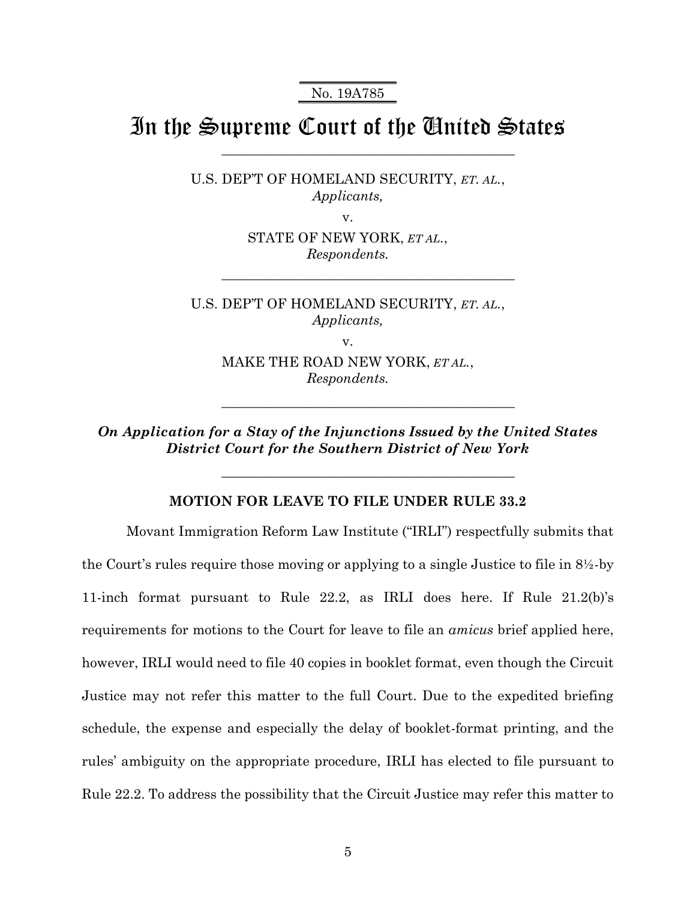No. 19A785

# In the Supreme Court of the United States

---

U.S. DEP'T OF HOMELAND SECURITY, *ET. AL.*,
*Applicants,*

v.

STATE OF NEW YORK, *ET AL.*,
*Respondents.*

---

U.S. DEP'T OF HOMELAND SECURITY, *ET. AL.*,
*Applicants,*

v.

MAKE THE ROAD NEW YORK, *ET AL.*,
*Respondents.*

---

***On Application for a Stay of the Injunctions Issued by the United States District Court for the Southern District of New York***

---

**MOTION FOR LEAVE TO FILE UNDER RULE 33.2**

Movant Immigration Reform Law Institute ("IRLI") respectfully submits that the Court's rules require those moving or applying to a single Justice to file in 8½-by 11-inch format pursuant to Rule 22.2, as IRLI does here. If Rule 21.2(b)'s requirements for motions to the Court for leave to file an *amicus* brief applied here, however, IRLI would need to file 40 copies in booklet format, even though the Circuit Justice may not refer this matter to the full Court. Due to the expedited briefing schedule, the expense and especially the delay of booklet-format printing, and the rules' ambiguity on the appropriate procedure, IRLI has elected to file pursuant to Rule 22.2. To address the possibility that the Circuit Justice may refer this matter to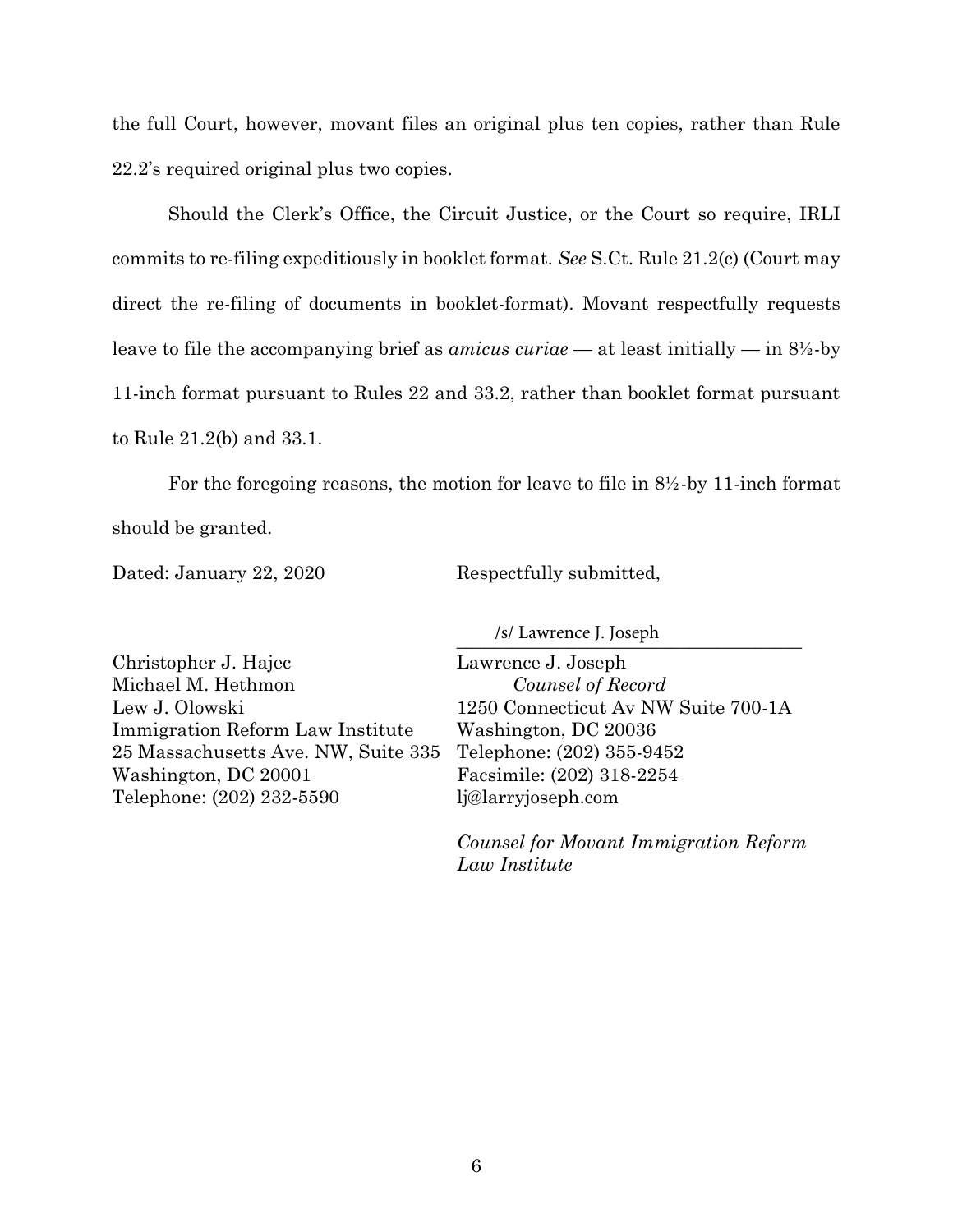the full Court, however, movant files an original plus ten copies, rather than Rule 22.2's required original plus two copies.

Should the Clerk's Office, the Circuit Justice, or the Court so require, IRLI commits to re-filing expeditiously in booklet format. *See* S.Ct. Rule 21.2(c) (Court may direct the re-filing of documents in booklet-format). Movant respectfully requests leave to file the accompanying brief as *amicus curiae* — at least initially — in 8½-by 11-inch format pursuant to Rules 22 and 33.2, rather than booklet format pursuant to Rule 21.2(b) and 33.1.

For the foregoing reasons, the motion for leave to file in 8½-by 11-inch format should be granted.

Dated: January 22, 2020

Respectfully submitted,

/s/ Lawrence J. Joseph

Lawrence J. Joseph
*Counsel of Record*
1250 Connecticut Av NW Suite 700-1A
Washington, DC 20036
Telephone: (202) 355-9452
Facsimile: (202) 318-2254
lj@larryjoseph.com

*Counsel for Movant Immigration Reform Law Institute*

Christopher J. Hajec
Michael M. Hethmon
Lew J. Olowski
Immigration Reform Law Institute
25 Massachusetts Ave. NW, Suite 335
Washington, DC 20001
Telephone: (202) 232-5590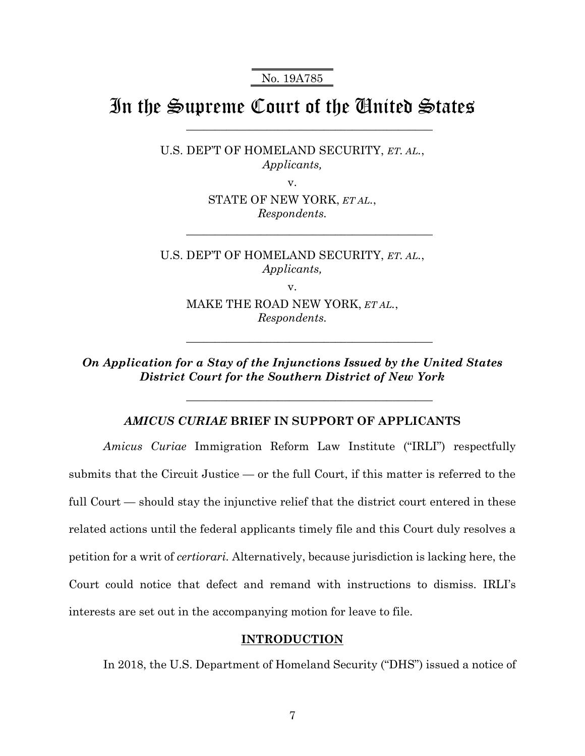No. 19A785

# In the Supreme Court of the United States

U.S. DEP'T OF HOMELAND SECURITY, *ET. AL.*,
*Applicants,*

v.

STATE OF NEW YORK, *ET AL.*,
*Respondents.*

U.S. DEP'T OF HOMELAND SECURITY, *ET. AL.*,
*Applicants,*

v.

MAKE THE ROAD NEW YORK, *ET AL.*,
*Respondents.*

***On Application for a Stay of the Injunctions Issued by the United States District Court for the Southern District of New York***

## *AMICUS CURIAE* BRIEF IN SUPPORT OF APPLICANTS

*Amicus Curiae* Immigration Reform Law Institute ("IRLI") respectfully submits that the Circuit Justice — or the full Court, if this matter is referred to the full Court — should stay the injunctive relief that the district court entered in these related actions until the federal applicants timely file and this Court duly resolves a petition for a writ of *certiorari*. Alternatively, because jurisdiction is lacking here, the Court could notice that defect and remand with instructions to dismiss. IRLI's interests are set out in the accompanying motion for leave to file.

## INTRODUCTION

In 2018, the U.S. Department of Homeland Security ("DHS") issued a notice of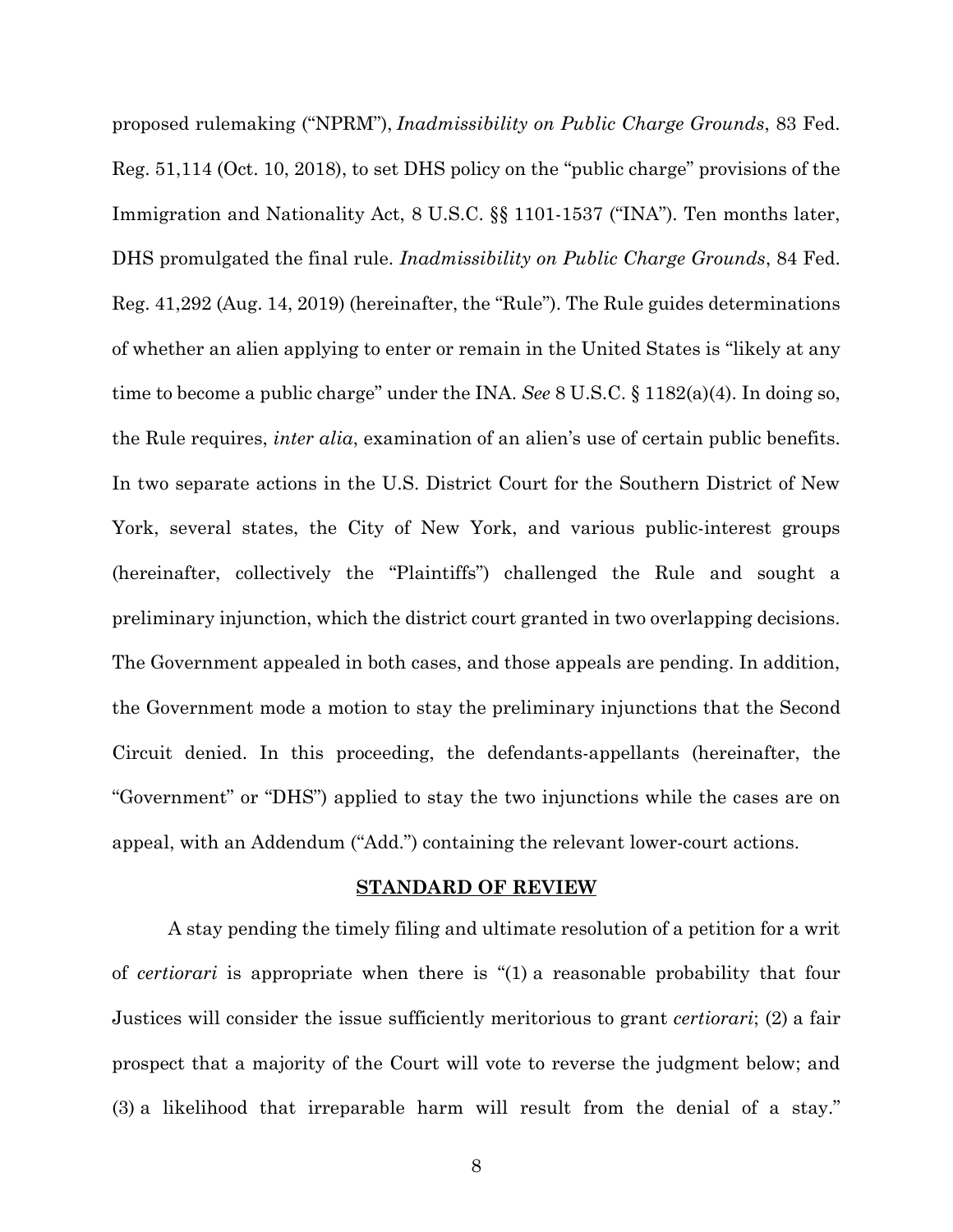proposed rulemaking ("NPRM"), *Inadmissibility on Public Charge Grounds*, 83 Fed. Reg. 51,114 (Oct. 10, 2018), to set DHS policy on the "public charge" provisions of the Immigration and Nationality Act, 8 U.S.C. §§ 1101-1537 ("INA"). Ten months later, DHS promulgated the final rule. *Inadmissibility on Public Charge Grounds*, 84 Fed. Reg. 41,292 (Aug. 14, 2019) (hereinafter, the "Rule"). The Rule guides determinations of whether an alien applying to enter or remain in the United States is "likely at any time to become a public charge" under the INA. *See* 8 U.S.C. § 1182(a)(4). In doing so, the Rule requires, *inter alia*, examination of an alien's use of certain public benefits. In two separate actions in the U.S. District Court for the Southern District of New York, several states, the City of New York, and various public-interest groups (hereinafter, collectively the "Plaintiffs") challenged the Rule and sought a preliminary injunction, which the district court granted in two overlapping decisions. The Government appealed in both cases, and those appeals are pending. In addition, the Government mode a motion to stay the preliminary injunctions that the Second Circuit denied. In this proceeding, the defendants-appellants (hereinafter, the "Government" or "DHS") applied to stay the two injunctions while the cases are on appeal, with an Addendum ("Add.") containing the relevant lower-court actions.

## **STANDARD OF REVIEW**

A stay pending the timely filing and ultimate resolution of a petition for a writ of *certiorari* is appropriate when there is "(1) a reasonable probability that four Justices will consider the issue sufficiently meritorious to grant *certiorari*; (2) a fair prospect that a majority of the Court will vote to reverse the judgment below; and (3) a likelihood that irreparable harm will result from the denial of a stay."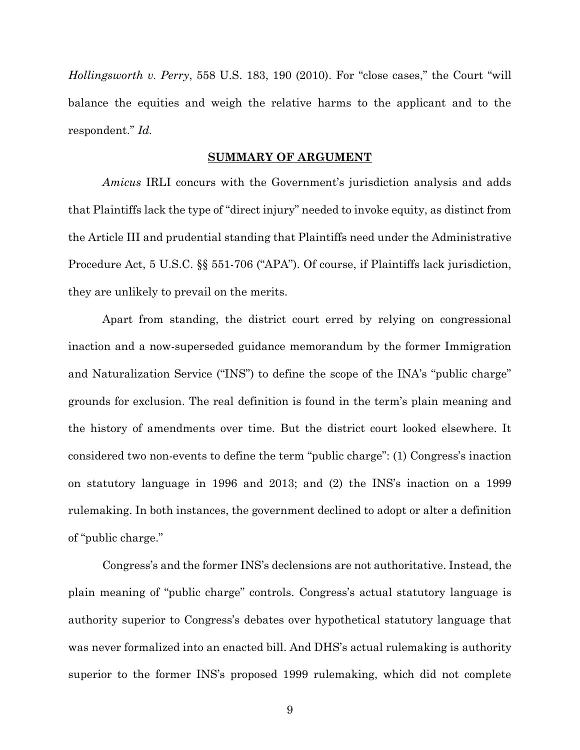*Hollingsworth v. Perry*, 558 U.S. 183, 190 (2010). For "close cases," the Court "will balance the equities and weigh the relative harms to the applicant and to the respondent." *Id.*

## SUMMARY OF ARGUMENT

*Amicus* IRLI concurs with the Government's jurisdiction analysis and adds that Plaintiffs lack the type of "direct injury" needed to invoke equity, as distinct from the Article III and prudential standing that Plaintiffs need under the Administrative Procedure Act, 5 U.S.C. §§ 551-706 ("APA"). Of course, if Plaintiffs lack jurisdiction, they are unlikely to prevail on the merits.

Apart from standing, the district court erred by relying on congressional inaction and a now-superseded guidance memorandum by the former Immigration and Naturalization Service ("INS") to define the scope of the INA's "public charge" grounds for exclusion. The real definition is found in the term's plain meaning and the history of amendments over time. But the district court looked elsewhere. It considered two non-events to define the term "public charge": (1) Congress's inaction on statutory language in 1996 and 2013; and (2) the INS's inaction on a 1999 rulemaking. In both instances, the government declined to adopt or alter a definition of "public charge."

Congress's and the former INS's declensions are not authoritative. Instead, the plain meaning of "public charge" controls. Congress's actual statutory language is authority superior to Congress's debates over hypothetical statutory language that was never formalized into an enacted bill. And DHS's actual rulemaking is authority superior to the former INS's proposed 1999 rulemaking, which did not complete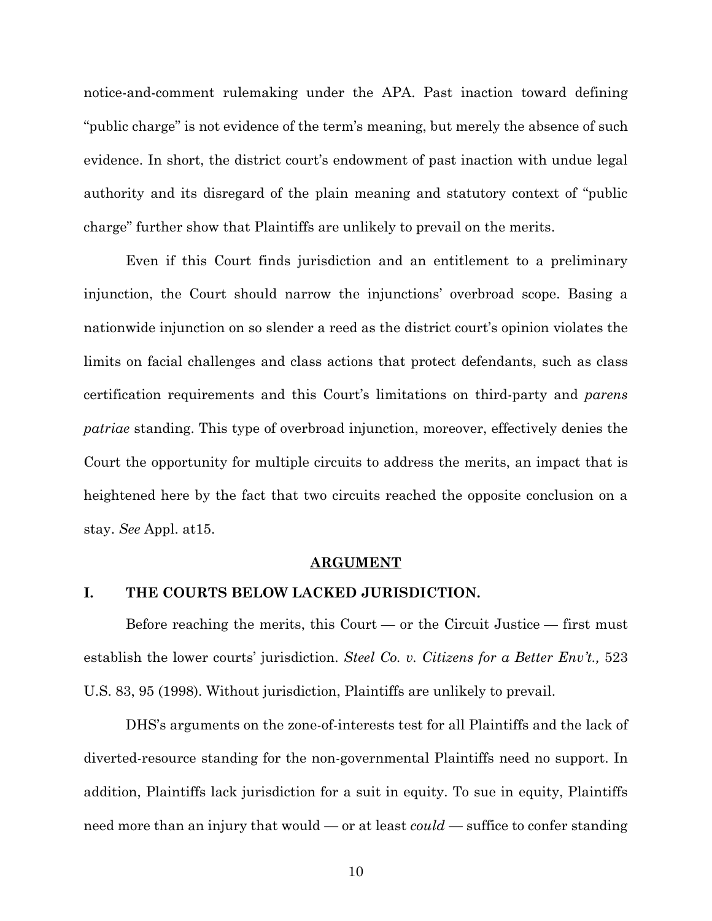notice-and-comment rulemaking under the APA. Past inaction toward defining "public charge" is not evidence of the term's meaning, but merely the absence of such evidence. In short, the district court's endowment of past inaction with undue legal authority and its disregard of the plain meaning and statutory context of "public charge" further show that Plaintiffs are unlikely to prevail on the merits.

Even if this Court finds jurisdiction and an entitlement to a preliminary injunction, the Court should narrow the injunctions' overbroad scope. Basing a nationwide injunction on so slender a reed as the district court's opinion violates the limits on facial challenges and class actions that protect defendants, such as class certification requirements and this Court's limitations on third-party and *parens patriae* standing. This type of overbroad injunction, moreover, effectively denies the Court the opportunity for multiple circuits to address the merits, an impact that is heightened here by the fact that two circuits reached the opposite conclusion on a stay. *See* Appl. at15.

## ARGUMENT

### I. THE COURTS BELOW LACKED JURISDICTION.

Before reaching the merits, this Court — or the Circuit Justice — first must establish the lower courts' jurisdiction. *Steel Co. v. Citizens for a Better Env't.,* 523 U.S. 83, 95 (1998). Without jurisdiction, Plaintiffs are unlikely to prevail.

DHS's arguments on the zone-of-interests test for all Plaintiffs and the lack of diverted-resource standing for the non-governmental Plaintiffs need no support. In addition, Plaintiffs lack jurisdiction for a suit in equity. To sue in equity, Plaintiffs need more than an injury that would — or at least *could* — suffice to confer standing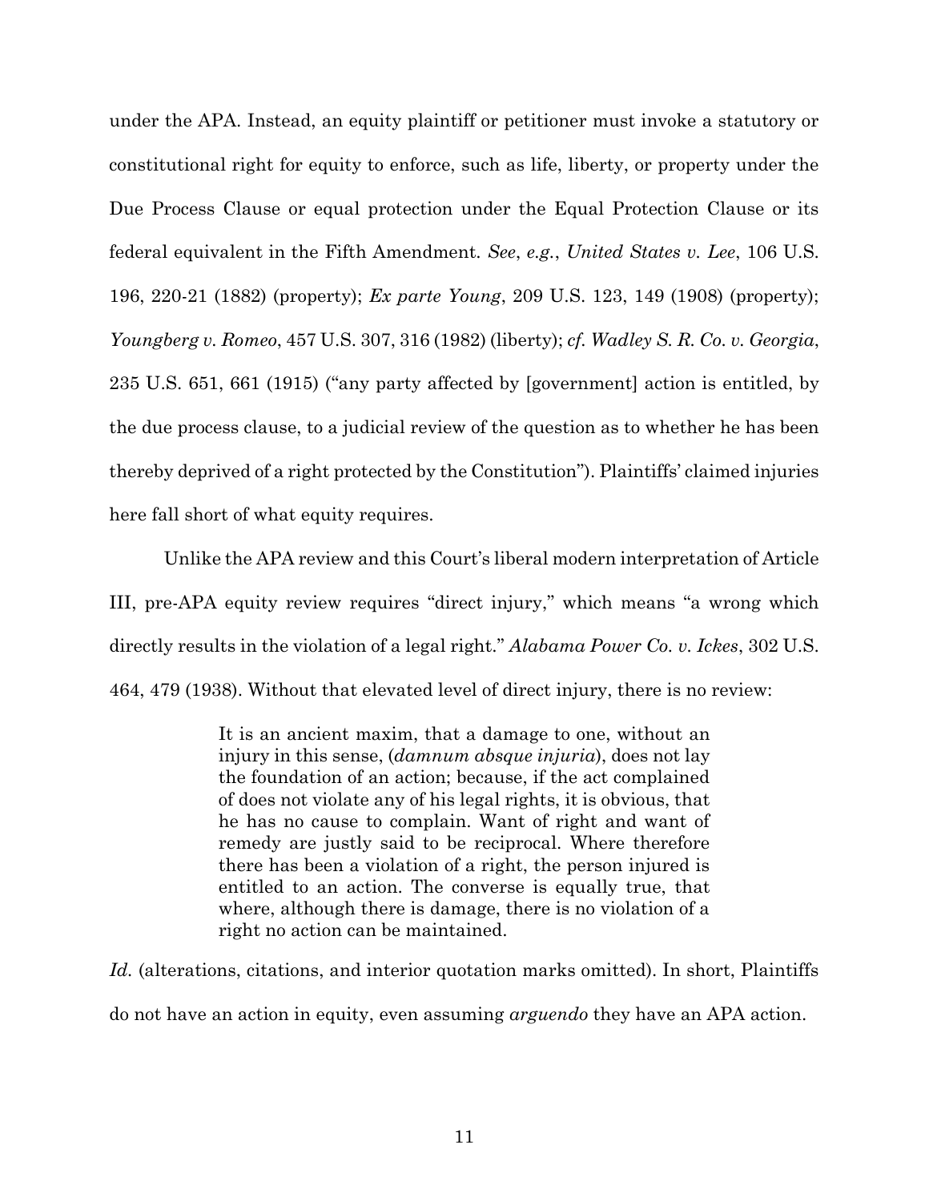under the APA. Instead, an equity plaintiff or petitioner must invoke a statutory or constitutional right for equity to enforce, such as life, liberty, or property under the Due Process Clause or equal protection under the Equal Protection Clause or its federal equivalent in the Fifth Amendment. *See*, *e.g.*, *United States v. Lee*, 106 U.S. 196, 220-21 (1882) (property); *Ex parte Young*, 209 U.S. 123, 149 (1908) (property); *Youngberg v. Romeo*, 457 U.S. 307, 316 (1982) (liberty); *cf. Wadley S. R. Co. v. Georgia*, 235 U.S. 651, 661 (1915) ("any party affected by [government] action is entitled, by the due process clause, to a judicial review of the question as to whether he has been thereby deprived of a right protected by the Constitution"). Plaintiffs' claimed injuries here fall short of what equity requires.

Unlike the APA review and this Court's liberal modern interpretation of Article III, pre-APA equity review requires "direct injury," which means "a wrong which directly results in the violation of a legal right." *Alabama Power Co. v. Ickes*, 302 U.S. 464, 479 (1938). Without that elevated level of direct injury, there is no review:

> It is an ancient maxim, that a damage to one, without an injury in this sense, (*damnum absque injuria*), does not lay the foundation of an action; because, if the act complained of does not violate any of his legal rights, it is obvious, that he has no cause to complain. Want of right and want of remedy are justly said to be reciprocal. Where therefore there has been a violation of a right, the person injured is entitled to an action. The converse is equally true, that where, although there is damage, there is no violation of a right no action can be maintained.

*Id.* (alterations, citations, and interior quotation marks omitted). In short, Plaintiffs do not have an action in equity, even assuming *arguendo* they have an APA action.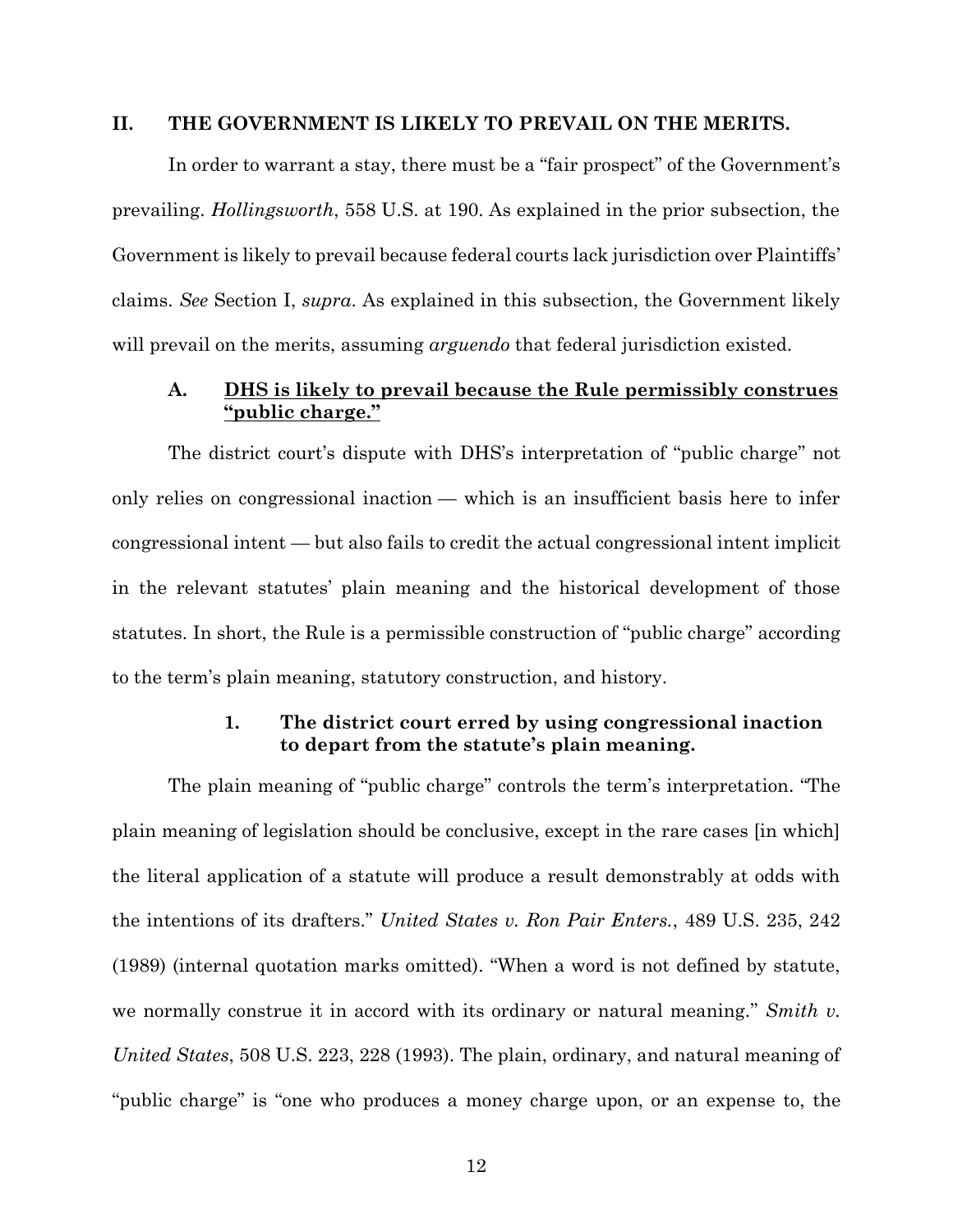## II. THE GOVERNMENT IS LIKELY TO PREVAIL ON THE MERITS.

In order to warrant a stay, there must be a "fair prospect" of the Government's prevailing. *Hollingsworth*, 558 U.S. at 190. As explained in the prior subsection, the Government is likely to prevail because federal courts lack jurisdiction over Plaintiffs' claims. *See* Section I, *supra*. As explained in this subsection, the Government likely will prevail on the merits, assuming *arguendo* that federal jurisdiction existed.

### A. <u>DHS is likely to prevail because the Rule permissibly construes "public charge."</u>

The district court's dispute with DHS's interpretation of "public charge" not only relies on congressional inaction — which is an insufficient basis here to infer congressional intent — but also fails to credit the actual congressional intent implicit in the relevant statutes' plain meaning and the historical development of those statutes. In short, the Rule is a permissible construction of "public charge" according to the term's plain meaning, statutory construction, and history.

#### 1. The district court erred by using congressional inaction to depart from the statute's plain meaning.

The plain meaning of "public charge" controls the term's interpretation. "The plain meaning of legislation should be conclusive, except in the rare cases [in which] the literal application of a statute will produce a result demonstrably at odds with the intentions of its drafters." *United States v. Ron Pair Enters.*, 489 U.S. 235, 242 (1989) (internal quotation marks omitted). "When a word is not defined by statute, we normally construe it in accord with its ordinary or natural meaning." *Smith v. United States*, 508 U.S. 223, 228 (1993). The plain, ordinary, and natural meaning of "public charge" is "one who produces a money charge upon, or an expense to, the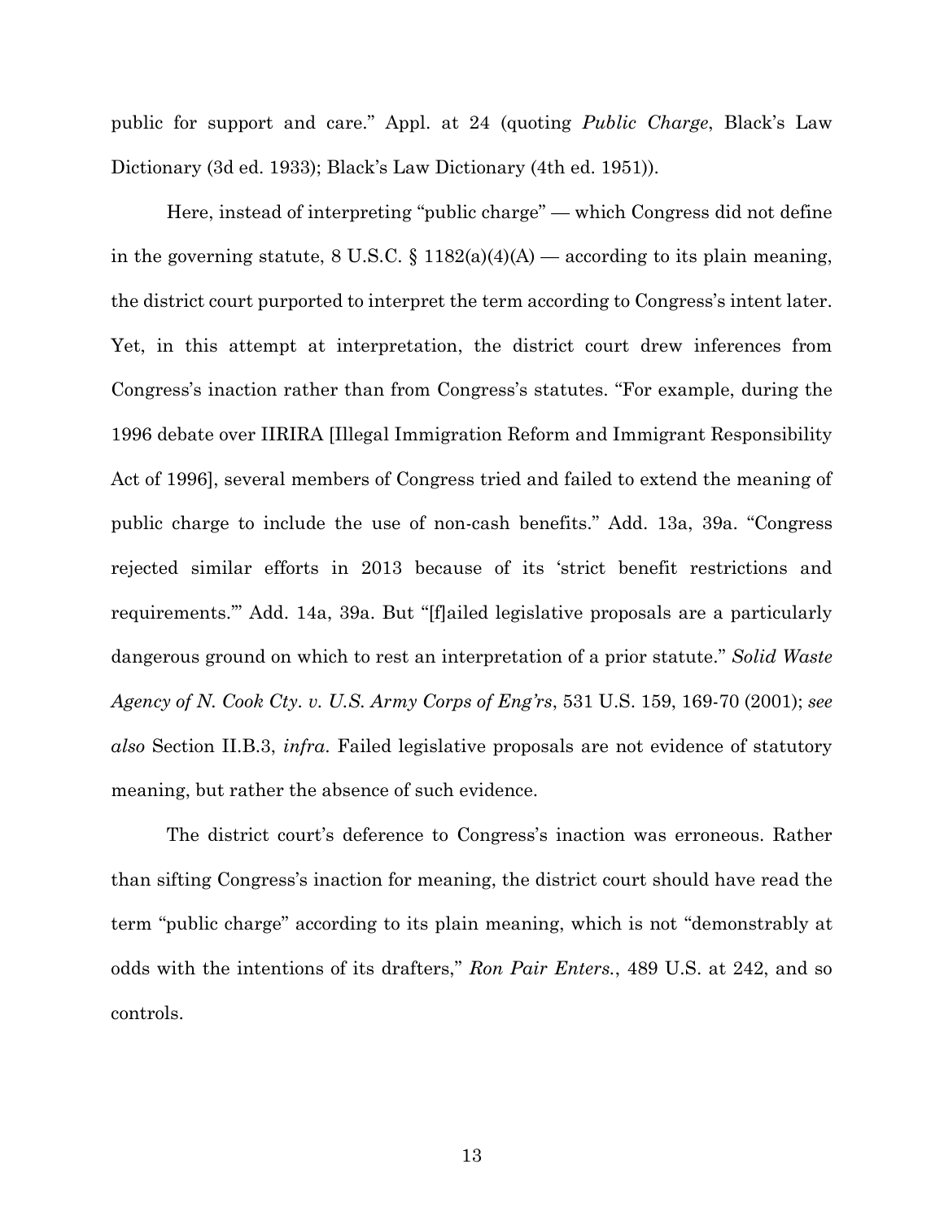public for support and care." Appl. at 24 (quoting *Public Charge*, Black's Law Dictionary (3d ed. 1933); Black's Law Dictionary (4th ed. 1951)).

Here, instead of interpreting "public charge" — which Congress did not define in the governing statute, 8 U.S.C. § 1182(a)(4)(A) — according to its plain meaning, the district court purported to interpret the term according to Congress's intent later. Yet, in this attempt at interpretation, the district court drew inferences from Congress's inaction rather than from Congress's statutes. "For example, during the 1996 debate over IIRIRA [Illegal Immigration Reform and Immigrant Responsibility Act of 1996], several members of Congress tried and failed to extend the meaning of public charge to include the use of non-cash benefits." Add. 13a, 39a. "Congress rejected similar efforts in 2013 because of its 'strict benefit restrictions and requirements.'" Add. 14a, 39a. But "[f]ailed legislative proposals are a particularly dangerous ground on which to rest an interpretation of a prior statute." *Solid Waste Agency of N. Cook Cty. v. U.S. Army Corps of Eng'rs*, 531 U.S. 159, 169-70 (2001); *see also* Section II.B.3, *infra*. Failed legislative proposals are not evidence of statutory meaning, but rather the absence of such evidence.

The district court's deference to Congress's inaction was erroneous. Rather than sifting Congress's inaction for meaning, the district court should have read the term "public charge" according to its plain meaning, which is not "demonstrably at odds with the intentions of its drafters," *Ron Pair Enters.*, 489 U.S. at 242, and so controls.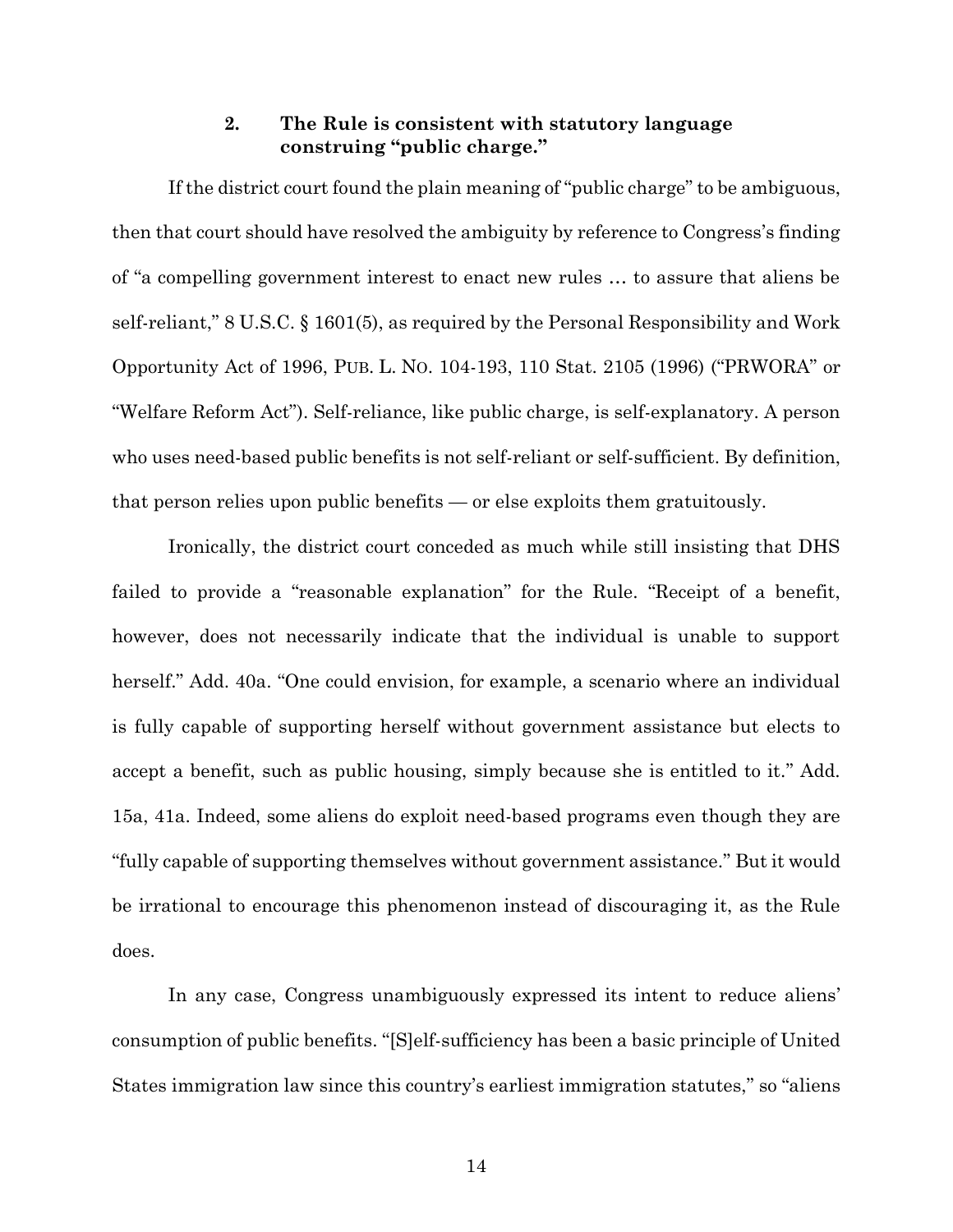### 2. The Rule is consistent with statutory language construing "public charge."

If the district court found the plain meaning of "public charge" to be ambiguous, then that court should have resolved the ambiguity by reference to Congress's finding of "a compelling government interest to enact new rules … to assure that aliens be self-reliant," 8 U.S.C. § 1601(5), as required by the Personal Responsibility and Work Opportunity Act of 1996, PUB. L. NO. 104-193, 110 Stat. 2105 (1996) ("PRWORA" or "Welfare Reform Act"). Self-reliance, like public charge, is self-explanatory. A person who uses need-based public benefits is not self-reliant or self-sufficient. By definition, that person relies upon public benefits — or else exploits them gratuitously.

Ironically, the district court conceded as much while still insisting that DHS failed to provide a "reasonable explanation" for the Rule. "Receipt of a benefit, however, does not necessarily indicate that the individual is unable to support herself." Add. 40a. "One could envision, for example, a scenario where an individual is fully capable of supporting herself without government assistance but elects to accept a benefit, such as public housing, simply because she is entitled to it." Add. 15a, 41a. Indeed, some aliens do exploit need-based programs even though they are "fully capable of supporting themselves without government assistance." But it would be irrational to encourage this phenomenon instead of discouraging it, as the Rule does.

In any case, Congress unambiguously expressed its intent to reduce aliens' consumption of public benefits. "[S]elf-sufficiency has been a basic principle of United States immigration law since this country's earliest immigration statutes," so "aliens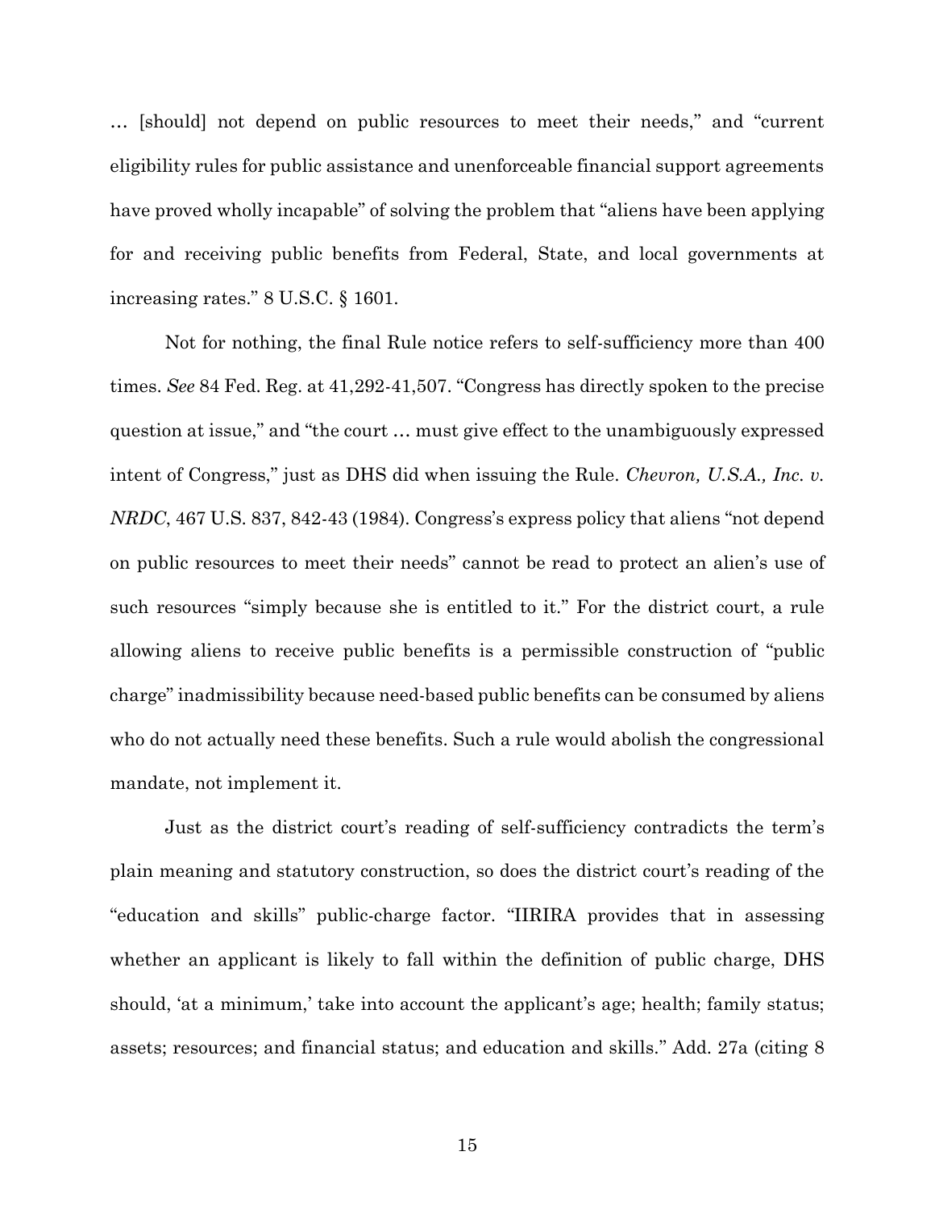… [should] not depend on public resources to meet their needs," and "current eligibility rules for public assistance and unenforceable financial support agreements have proved wholly incapable" of solving the problem that "aliens have been applying for and receiving public benefits from Federal, State, and local governments at increasing rates." 8 U.S.C. § 1601.

Not for nothing, the final Rule notice refers to self-sufficiency more than 400 times. *See* 84 Fed. Reg. at 41,292-41,507. "Congress has directly spoken to the precise question at issue," and "the court … must give effect to the unambiguously expressed intent of Congress," just as DHS did when issuing the Rule. *Chevron, U.S.A., Inc. v. NRDC*, 467 U.S. 837, 842-43 (1984). Congress's express policy that aliens "not depend on public resources to meet their needs" cannot be read to protect an alien's use of such resources "simply because she is entitled to it." For the district court, a rule allowing aliens to receive public benefits is a permissible construction of "public charge" inadmissibility because need-based public benefits can be consumed by aliens who do not actually need these benefits. Such a rule would abolish the congressional mandate, not implement it.

Just as the district court's reading of self-sufficiency contradicts the term's plain meaning and statutory construction, so does the district court's reading of the "education and skills" public-charge factor. "IIRIRA provides that in assessing whether an applicant is likely to fall within the definition of public charge, DHS should, 'at a minimum,' take into account the applicant's age; health; family status; assets; resources; and financial status; and education and skills." Add. 27a (citing 8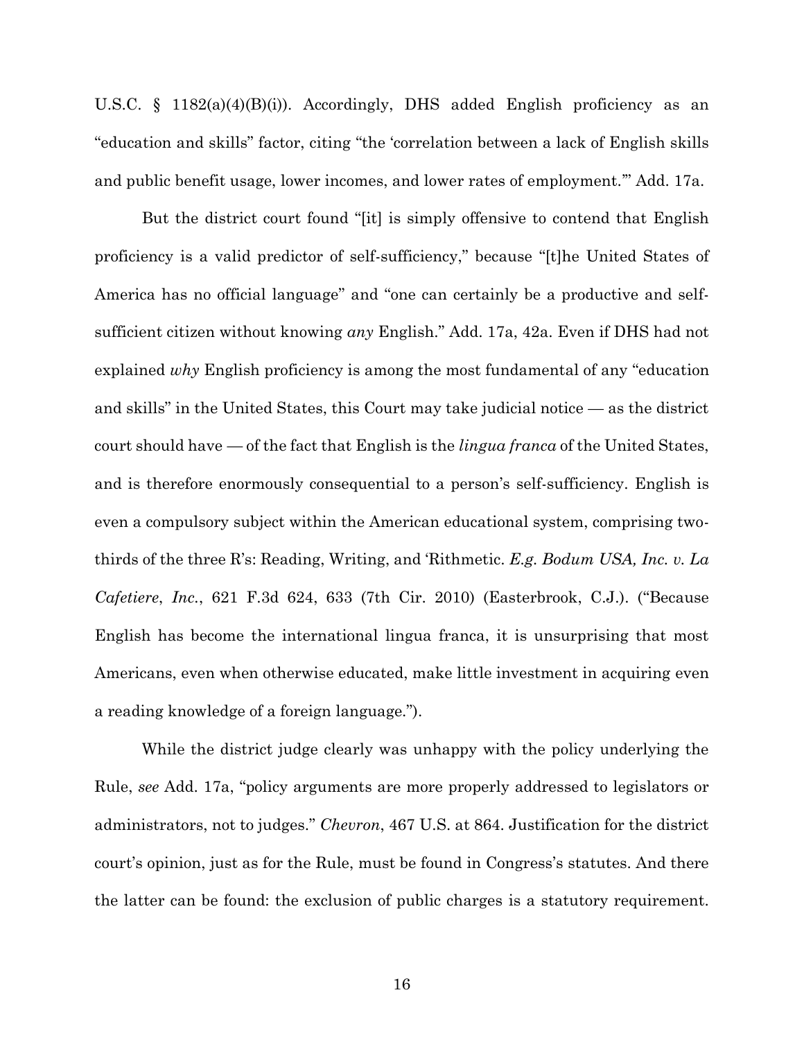U.S.C. § 1182(a)(4)(B)(i)). Accordingly, DHS added English proficiency as an "education and skills" factor, citing "the 'correlation between a lack of English skills and public benefit usage, lower incomes, and lower rates of employment.'" Add. 17a.

But the district court found "[it] is simply offensive to contend that English proficiency is a valid predictor of self-sufficiency," because "[t]he United States of America has no official language" and "one can certainly be a productive and self-sufficient citizen without knowing *any* English." Add. 17a, 42a. Even if DHS had not explained *why* English proficiency is among the most fundamental of any "education and skills" in the United States, this Court may take judicial notice — as the district court should have — of the fact that English is the *lingua franca* of the United States, and is therefore enormously consequential to a person's self-sufficiency. English is even a compulsory subject within the American educational system, comprising two-thirds of the three R's: Reading, Writing, and 'Rithmetic. *E.g. Bodum USA, Inc. v. La Cafetiere*, *Inc.*, 621 F.3d 624, 633 (7th Cir. 2010) (Easterbrook, C.J.). ("Because English has become the international lingua franca, it is unsurprising that most Americans, even when otherwise educated, make little investment in acquiring even a reading knowledge of a foreign language.").

While the district judge clearly was unhappy with the policy underlying the Rule, *see* Add. 17a, "policy arguments are more properly addressed to legislators or administrators, not to judges." *Chevron*, 467 U.S. at 864. Justification for the district court's opinion, just as for the Rule, must be found in Congress's statutes. And there the latter can be found: the exclusion of public charges is a statutory requirement.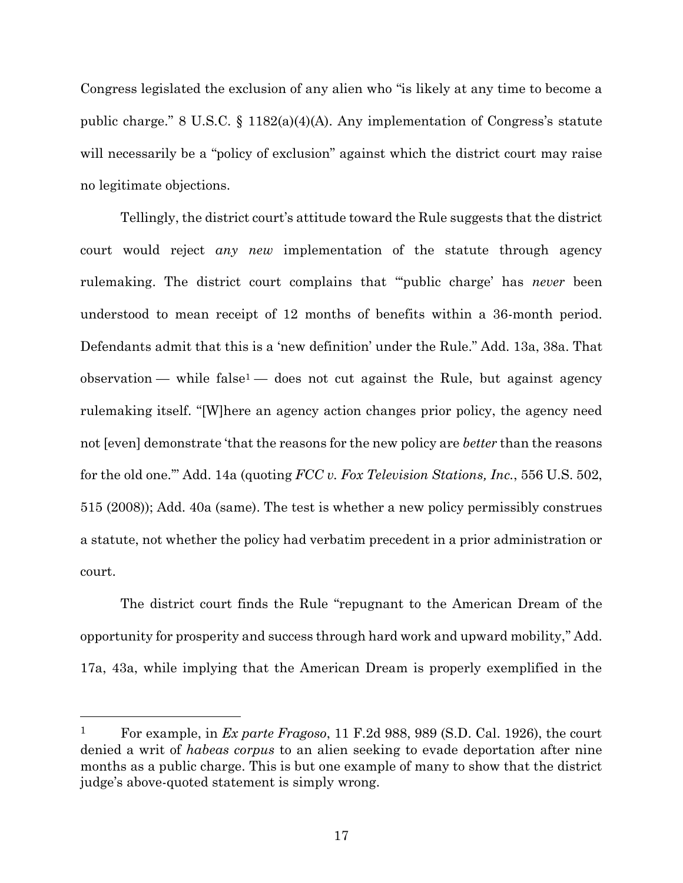Congress legislated the exclusion of any alien who "is likely at any time to become a public charge." 8 U.S.C. § 1182(a)(4)(A). Any implementation of Congress's statute will necessarily be a "policy of exclusion" against which the district court may raise no legitimate objections.

Tellingly, the district court's attitude toward the Rule suggests that the district court would reject *any new* implementation of the statute through agency rulemaking. The district court complains that "'public charge' has *never* been understood to mean receipt of 12 months of benefits within a 36-month period. Defendants admit that this is a 'new definition' under the Rule." Add. 13a, 38a. That observation — while false[1] — does not cut against the Rule, but against agency rulemaking itself. "[W]here an agency action changes prior policy, the agency need not [even] demonstrate 'that the reasons for the new policy are *better* than the reasons for the old one.'" Add. 14a (quoting *FCC v. Fox Television Stations, Inc.*, 556 U.S. 502, 515 (2008)); Add. 40a (same). The test is whether a new policy permissibly construes a statute, not whether the policy had verbatim precedent in a prior administration or court.

The district court finds the Rule "repugnant to the American Dream of the opportunity for prosperity and success through hard work and upward mobility," Add. 17a, 43a, while implying that the American Dream is properly exemplified in the

---

[1] For example, in *Ex parte Fragoso*, 11 F.2d 988, 989 (S.D. Cal. 1926), the court denied a writ of *habeas corpus* to an alien seeking to evade deportation after nine months as a public charge. This is but one example of many to show that the district judge's above-quoted statement is simply wrong.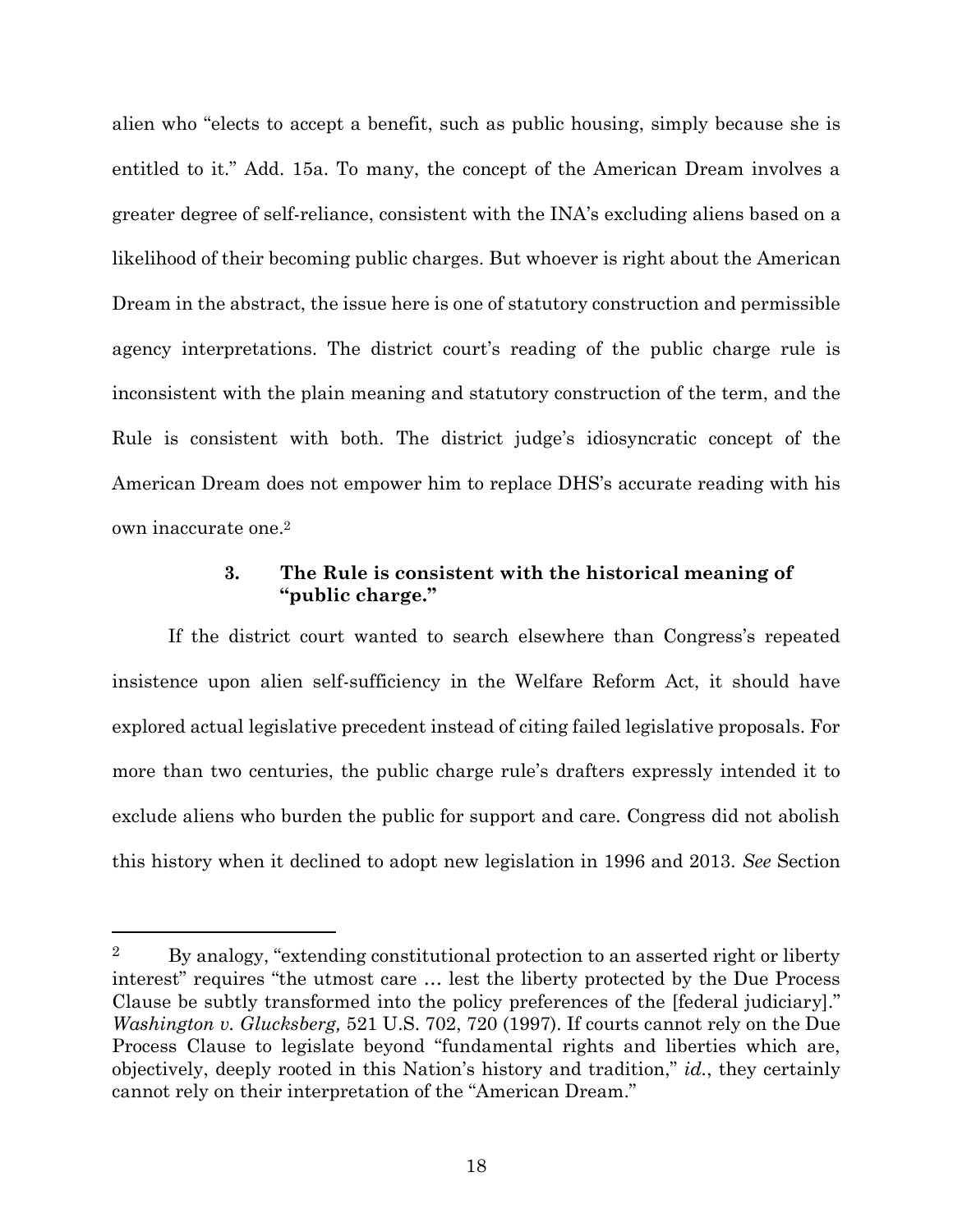alien who "elects to accept a benefit, such as public housing, simply because she is entitled to it." Add. 15a. To many, the concept of the American Dream involves a greater degree of self-reliance, consistent with the INA's excluding aliens based on a likelihood of their becoming public charges. But whoever is right about the American Dream in the abstract, the issue here is one of statutory construction and permissible agency interpretations. The district court's reading of the public charge rule is inconsistent with the plain meaning and statutory construction of the term, and the Rule is consistent with both. The district judge's idiosyncratic concept of the American Dream does not empower him to replace DHS's accurate reading with his own inaccurate one.[2]

### 3. The Rule is consistent with the historical meaning of "public charge."

If the district court wanted to search elsewhere than Congress's repeated insistence upon alien self-sufficiency in the Welfare Reform Act, it should have explored actual legislative precedent instead of citing failed legislative proposals. For more than two centuries, the public charge rule's drafters expressly intended it to exclude aliens who burden the public for support and care. Congress did not abolish this history when it declined to adopt new legislation in 1996 and 2013. *See* Section

---

[2] By analogy, "extending constitutional protection to an asserted right or liberty interest" requires "the utmost care … lest the liberty protected by the Due Process Clause be subtly transformed into the policy preferences of the [federal judiciary]." *Washington v. Glucksberg,* 521 U.S. 702, 720 (1997). If courts cannot rely on the Due Process Clause to legislate beyond "fundamental rights and liberties which are, objectively, deeply rooted in this Nation's history and tradition," *id.*, they certainly cannot rely on their interpretation of the "American Dream."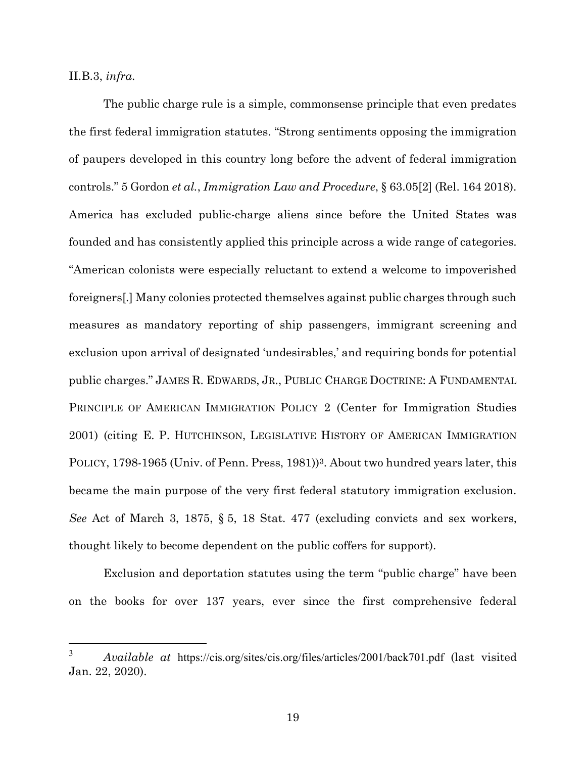II.B.3, *infra.*

The public charge rule is a simple, commonsense principle that even predates the first federal immigration statutes. "Strong sentiments opposing the immigration of paupers developed in this country long before the advent of federal immigration controls." 5 Gordon *et al.*, *Immigration Law and Procedure*, § 63.05[2] (Rel. 164 2018). America has excluded public-charge aliens since before the United States was founded and has consistently applied this principle across a wide range of categories. "American colonists were especially reluctant to extend a welcome to impoverished foreigners[.] Many colonies protected themselves against public charges through such measures as mandatory reporting of ship passengers, immigrant screening and exclusion upon arrival of designated 'undesirables,' and requiring bonds for potential public charges." JAMES R. EDWARDS, JR., PUBLIC CHARGE DOCTRINE: A FUNDAMENTAL PRINCIPLE OF AMERICAN IMMIGRATION POLICY 2 (Center for Immigration Studies 2001) (citing E. P. HUTCHINSON, LEGISLATIVE HISTORY OF AMERICAN IMMIGRATION POLICY, 1798-1965 (Univ. of Penn. Press, 1981))[3]. About two hundred years later, this became the main purpose of the very first federal statutory immigration exclusion. *See* Act of March 3, 1875, § 5, 18 Stat. 477 (excluding convicts and sex workers, thought likely to become dependent on the public coffers for support).

Exclusion and deportation statutes using the term "public charge" have been on the books for over 137 years, ever since the first comprehensive federal

---

[3] *Available at* https://cis.org/sites/cis.org/files/articles/2001/back701.pdf (last visited Jan. 22, 2020).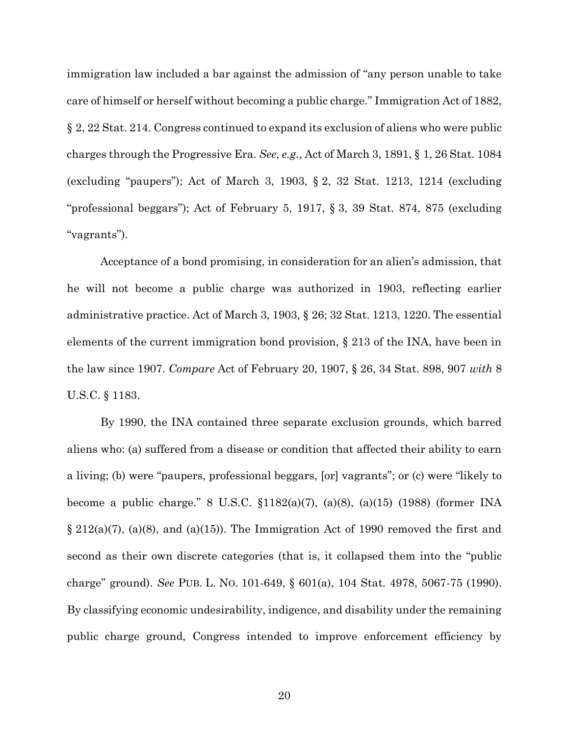immigration law included a bar against the admission of "any person unable to take care of himself or herself without becoming a public charge." Immigration Act of 1882, § 2, 22 Stat. 214. Congress continued to expand its exclusion of aliens who were public charges through the Progressive Era. *See*, *e.g.*, Act of March 3, 1891, § 1, 26 Stat. 1084 (excluding "paupers"); Act of March 3, 1903, § 2, 32 Stat. 1213, 1214 (excluding "professional beggars"); Act of February 5, 1917, § 3, 39 Stat. 874, 875 (excluding "vagrants").

Acceptance of a bond promising, in consideration for an alien's admission, that he will not become a public charge was authorized in 1903, reflecting earlier administrative practice. Act of March 3, 1903, § 26; 32 Stat. 1213, 1220. The essential elements of the current immigration bond provision, § 213 of the INA, have been in the law since 1907. *Compare* Act of February 20, 1907, § 26, 34 Stat. 898, 907 *with* 8 U.S.C. § 1183.

By 1990, the INA contained three separate exclusion grounds, which barred aliens who: (a) suffered from a disease or condition that affected their ability to earn a living; (b) were "paupers, professional beggars, [or] vagrants"; or (c) were "likely to become a public charge." 8 U.S.C. §1182(a)(7), (a)(8), (a)(15) (1988) (former INA § 212(a)(7), (a)(8), and (a)(15)). The Immigration Act of 1990 removed the first and second as their own discrete categories (that is, it collapsed them into the "public charge" ground). *See* PUB. L. NO. 101-649, § 601(a), 104 Stat. 4978, 5067-75 (1990). By classifying economic undesirability, indigence, and disability under the remaining public charge ground, Congress intended to improve enforcement efficiency by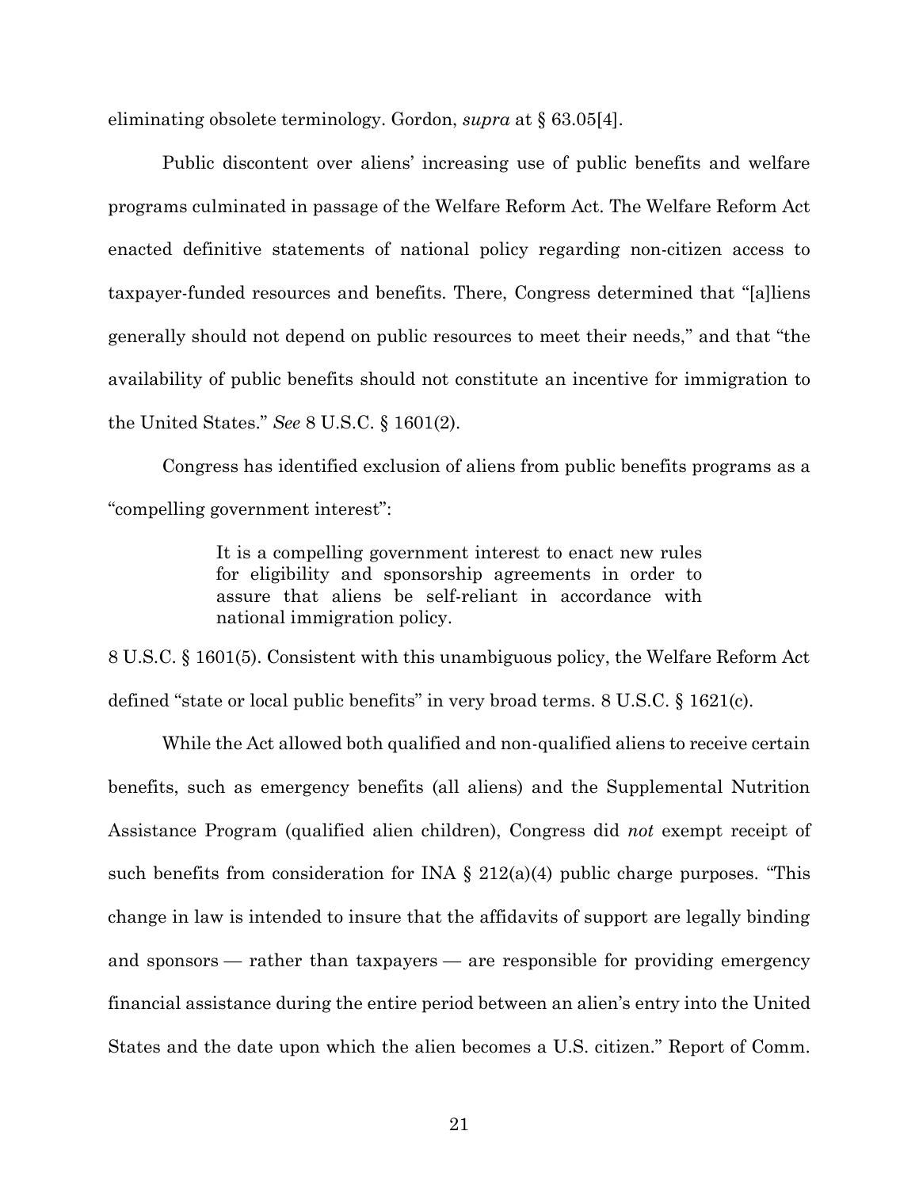eliminating obsolete terminology. Gordon, *supra* at § 63.05[4].

Public discontent over aliens' increasing use of public benefits and welfare programs culminated in passage of the Welfare Reform Act. The Welfare Reform Act enacted definitive statements of national policy regarding non-citizen access to taxpayer-funded resources and benefits. There, Congress determined that "[a]liens generally should not depend on public resources to meet their needs," and that "the availability of public benefits should not constitute an incentive for immigration to the United States." *See* 8 U.S.C. § 1601(2).

Congress has identified exclusion of aliens from public benefits programs as a "compelling government interest":

> It is a compelling government interest to enact new rules for eligibility and sponsorship agreements in order to assure that aliens be self-reliant in accordance with national immigration policy.

8 U.S.C. § 1601(5). Consistent with this unambiguous policy, the Welfare Reform Act defined "state or local public benefits" in very broad terms. 8 U.S.C. § 1621(c).

While the Act allowed both qualified and non-qualified aliens to receive certain benefits, such as emergency benefits (all aliens) and the Supplemental Nutrition Assistance Program (qualified alien children), Congress did *not* exempt receipt of such benefits from consideration for INA § 212(a)(4) public charge purposes. "This change in law is intended to insure that the affidavits of support are legally binding and sponsors — rather than taxpayers — are responsible for providing emergency financial assistance during the entire period between an alien's entry into the United States and the date upon which the alien becomes a U.S. citizen." Report of Comm.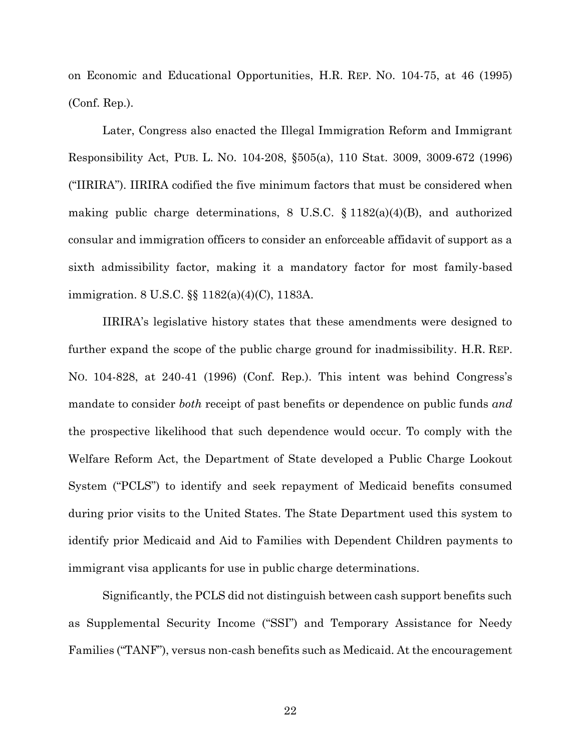on Economic and Educational Opportunities, H.R. REP. NO. 104-75, at 46 (1995) (Conf. Rep.).

Later, Congress also enacted the Illegal Immigration Reform and Immigrant Responsibility Act, PUB. L. NO. 104-208, §505(a), 110 Stat. 3009, 3009-672 (1996) ("IIRIRA"). IIRIRA codified the five minimum factors that must be considered when making public charge determinations, 8 U.S.C. § 1182(a)(4)(B), and authorized consular and immigration officers to consider an enforceable affidavit of support as a sixth admissibility factor, making it a mandatory factor for most family-based immigration. 8 U.S.C. §§ 1182(a)(4)(C), 1183A.

IIRIRA's legislative history states that these amendments were designed to further expand the scope of the public charge ground for inadmissibility. H.R. REP. NO. 104-828, at 240-41 (1996) (Conf. Rep.). This intent was behind Congress's mandate to consider *both* receipt of past benefits or dependence on public funds *and* the prospective likelihood that such dependence would occur. To comply with the Welfare Reform Act, the Department of State developed a Public Charge Lookout System ("PCLS") to identify and seek repayment of Medicaid benefits consumed during prior visits to the United States. The State Department used this system to identify prior Medicaid and Aid to Families with Dependent Children payments to immigrant visa applicants for use in public charge determinations.

Significantly, the PCLS did not distinguish between cash support benefits such as Supplemental Security Income ("SSI") and Temporary Assistance for Needy Families ("TANF"), versus non-cash benefits such as Medicaid. At the encouragement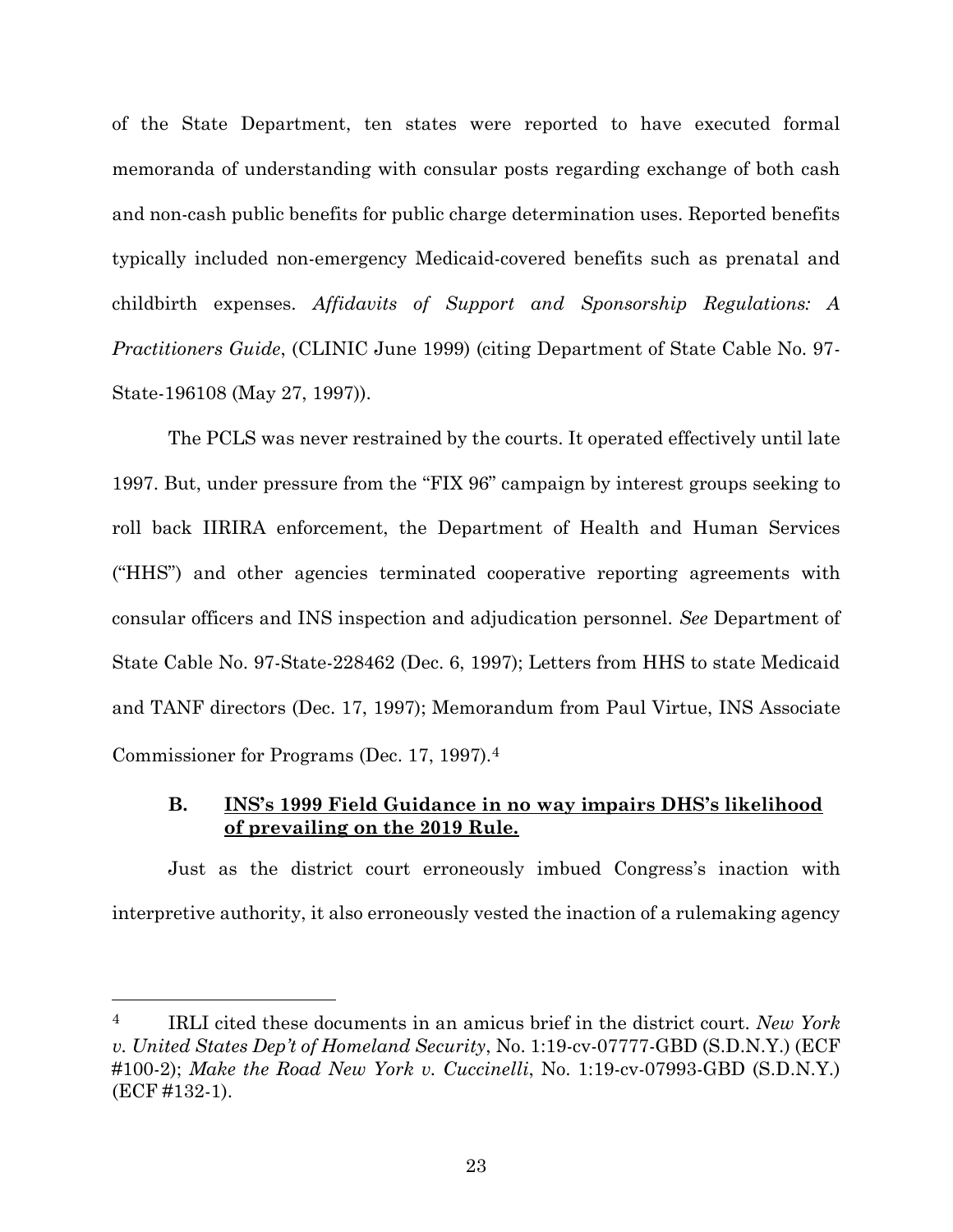of the State Department, ten states were reported to have executed formal memoranda of understanding with consular posts regarding exchange of both cash and non-cash public benefits for public charge determination uses. Reported benefits typically included non-emergency Medicaid-covered benefits such as prenatal and childbirth expenses. *Affidavits of Support and Sponsorship Regulations: A Practitioners Guide*, (CLINIC June 1999) (citing Department of State Cable No. 97-State-196108 (May 27, 1997)).

The PCLS was never restrained by the courts. It operated effectively until late 1997. But, under pressure from the "FIX 96" campaign by interest groups seeking to roll back IIRIRA enforcement, the Department of Health and Human Services ("HHS") and other agencies terminated cooperative reporting agreements with consular officers and INS inspection and adjudication personnel. *See* Department of State Cable No. 97-State-228462 (Dec. 6, 1997); Letters from HHS to state Medicaid and TANF directors (Dec. 17, 1997); Memorandum from Paul Virtue, INS Associate Commissioner for Programs (Dec. 17, 1997).[4]

### B. INS's 1999 Field Guidance in no way impairs DHS's likelihood of prevailing on the 2019 Rule.

Just as the district court erroneously imbued Congress's inaction with interpretive authority, it also erroneously vested the inaction of a rulemaking agency

---

[4] IRLI cited these documents in an amicus brief in the district court. *New York v. United States Dep't of Homeland Security*, No. 1:19-cv-07777-GBD (S.D.N.Y.) (ECF #100-2); *Make the Road New York v. Cuccinelli*, No. 1:19-cv-07993-GBD (S.D.N.Y.) (ECF #132-1).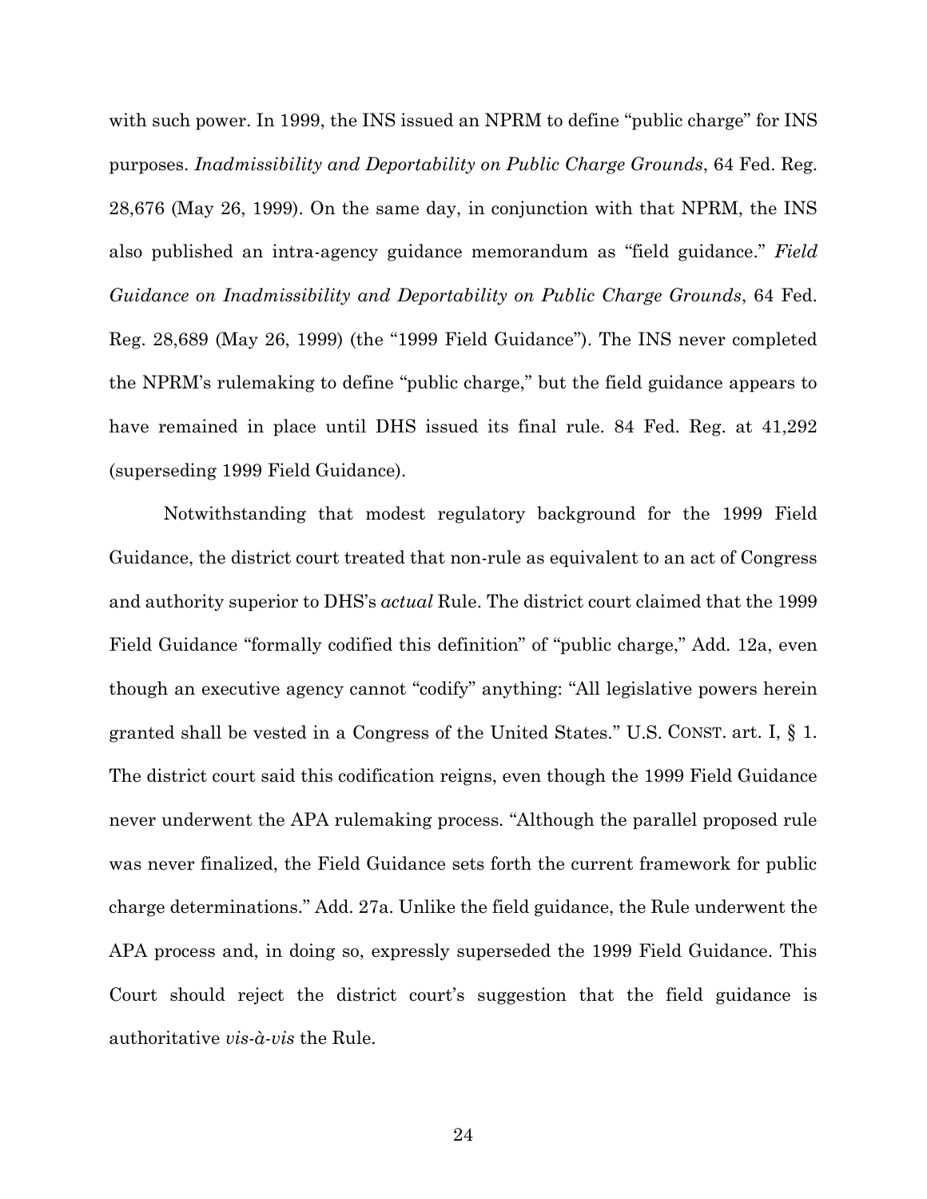with such power. In 1999, the INS issued an NPRM to define "public charge" for INS purposes. *Inadmissibility and Deportability on Public Charge Grounds*, 64 Fed. Reg. 28,676 (May 26, 1999). On the same day, in conjunction with that NPRM, the INS also published an intra-agency guidance memorandum as "field guidance." *Field Guidance on Inadmissibility and Deportability on Public Charge Grounds*, 64 Fed. Reg. 28,689 (May 26, 1999) (the "1999 Field Guidance"). The INS never completed the NPRM's rulemaking to define "public charge," but the field guidance appears to have remained in place until DHS issued its final rule. 84 Fed. Reg. at 41,292 (superseding 1999 Field Guidance).

Notwithstanding that modest regulatory background for the 1999 Field Guidance, the district court treated that non-rule as equivalent to an act of Congress and authority superior to DHS's *actual* Rule. The district court claimed that the 1999 Field Guidance "formally codified this definition" of "public charge," Add. 12a, even though an executive agency cannot "codify" anything: "All legislative powers herein granted shall be vested in a Congress of the United States." U.S. CONST. art. I, § 1. The district court said this codification reigns, even though the 1999 Field Guidance never underwent the APA rulemaking process. "Although the parallel proposed rule was never finalized, the Field Guidance sets forth the current framework for public charge determinations." Add. 27a. Unlike the field guidance, the Rule underwent the APA process and, in doing so, expressly superseded the 1999 Field Guidance. This Court should reject the district court's suggestion that the field guidance is authoritative *vis-à-vis* the Rule.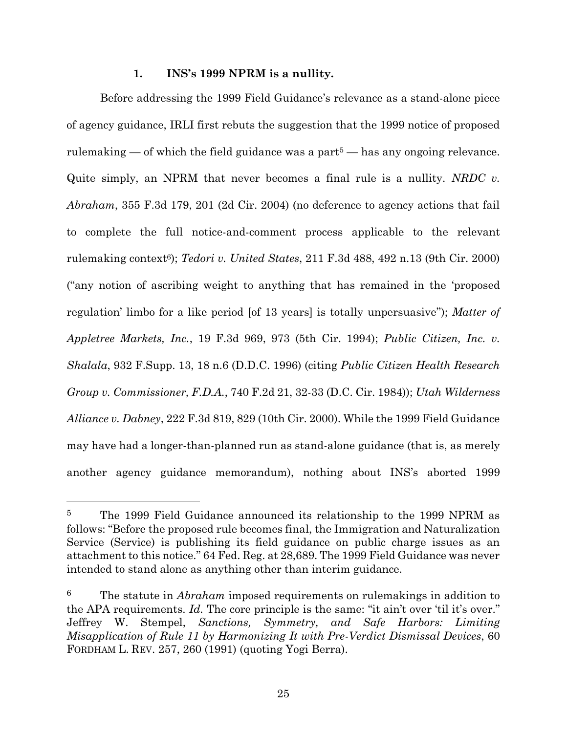### 1. INS's 1999 NPRM is a nullity.

Before addressing the 1999 Field Guidance's relevance as a stand-alone piece of agency guidance, IRLI first rebuts the suggestion that the 1999 notice of proposed rulemaking — of which the field guidance was a part[5] — has any ongoing relevance. Quite simply, an NPRM that never becomes a final rule is a nullity. *NRDC v. Abraham*, 355 F.3d 179, 201 (2d Cir. 2004) (no deference to agency actions that fail to complete the full notice-and-comment process applicable to the relevant rulemaking context[6]); *Tedori v. United States*, 211 F.3d 488, 492 n.13 (9th Cir. 2000) ("any notion of ascribing weight to anything that has remained in the 'proposed regulation' limbo for a like period [of 13 years] is totally unpersuasive"); *Matter of Appletree Markets, Inc.*, 19 F.3d 969, 973 (5th Cir. 1994); *Public Citizen, Inc. v. Shalala*, 932 F.Supp. 13, 18 n.6 (D.D.C. 1996) (citing *Public Citizen Health Research Group v. Commissioner, F.D.A.*, 740 F.2d 21, 32-33 (D.C. Cir. 1984)); *Utah Wilderness Alliance v. Dabney*, 222 F.3d 819, 829 (10th Cir. 2000). While the 1999 Field Guidance may have had a longer-than-planned run as stand-alone guidance (that is, as merely another agency guidance memorandum), nothing about INS's aborted 1999

---

[5] The 1999 Field Guidance announced its relationship to the 1999 NPRM as follows: "Before the proposed rule becomes final, the Immigration and Naturalization Service (Service) is publishing its field guidance on public charge issues as an attachment to this notice." 64 Fed. Reg. at 28,689. The 1999 Field Guidance was never intended to stand alone as anything other than interim guidance.

[6] The statute in *Abraham* imposed requirements on rulemakings in addition to the APA requirements. *Id.* The core principle is the same: "it ain't over 'til it's over." Jeffrey W. Stempel, *Sanctions, Symmetry, and Safe Harbors: Limiting Misapplication of Rule 11 by Harmonizing It with Pre-Verdict Dismissal Devices*, 60 FORDHAM L. REV. 257, 260 (1991) (quoting Yogi Berra).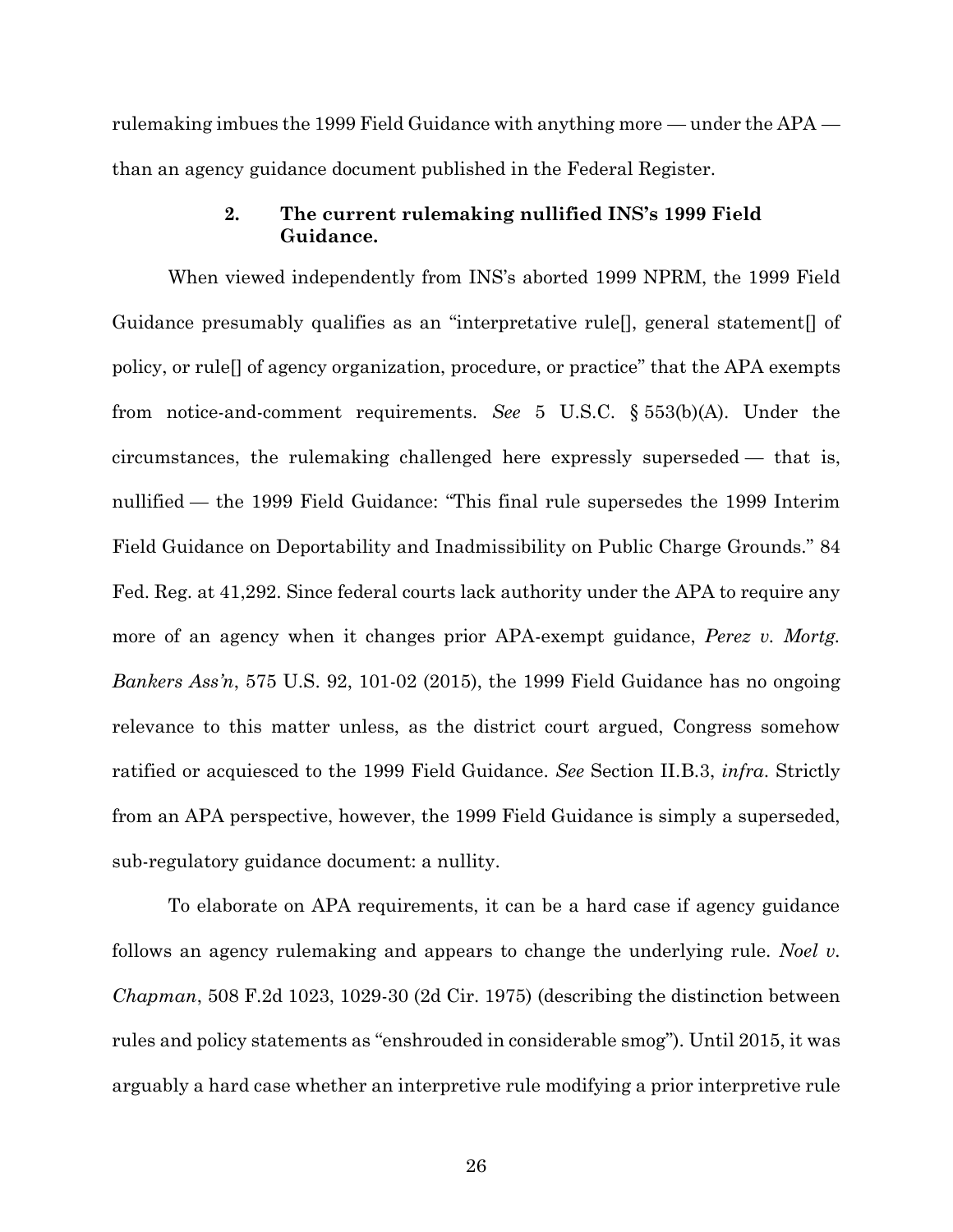rulemaking imbues the 1999 Field Guidance with anything more — under the APA — than an agency guidance document published in the Federal Register.

### 2. The current rulemaking nullified INS's 1999 Field Guidance.

When viewed independently from INS's aborted 1999 NPRM, the 1999 Field Guidance presumably qualifies as an "interpretative rule[], general statement[] of policy, or rule[] of agency organization, procedure, or practice" that the APA exempts from notice-and-comment requirements. *See* 5 U.S.C. § 553(b)(A). Under the circumstances, the rulemaking challenged here expressly superseded — that is, nullified — the 1999 Field Guidance: "This final rule supersedes the 1999 Interim Field Guidance on Deportability and Inadmissibility on Public Charge Grounds." 84 Fed. Reg. at 41,292. Since federal courts lack authority under the APA to require any more of an agency when it changes prior APA-exempt guidance, *Perez v. Mortg. Bankers Ass'n*, 575 U.S. 92, 101-02 (2015), the 1999 Field Guidance has no ongoing relevance to this matter unless, as the district court argued, Congress somehow ratified or acquiesced to the 1999 Field Guidance. *See* Section II.B.3, *infra*. Strictly from an APA perspective, however, the 1999 Field Guidance is simply a superseded, sub-regulatory guidance document: a nullity.

To elaborate on APA requirements, it can be a hard case if agency guidance follows an agency rulemaking and appears to change the underlying rule. *Noel v. Chapman*, 508 F.2d 1023, 1029-30 (2d Cir. 1975) (describing the distinction between rules and policy statements as "enshrouded in considerable smog"). Until 2015, it was arguably a hard case whether an interpretive rule modifying a prior interpretive rule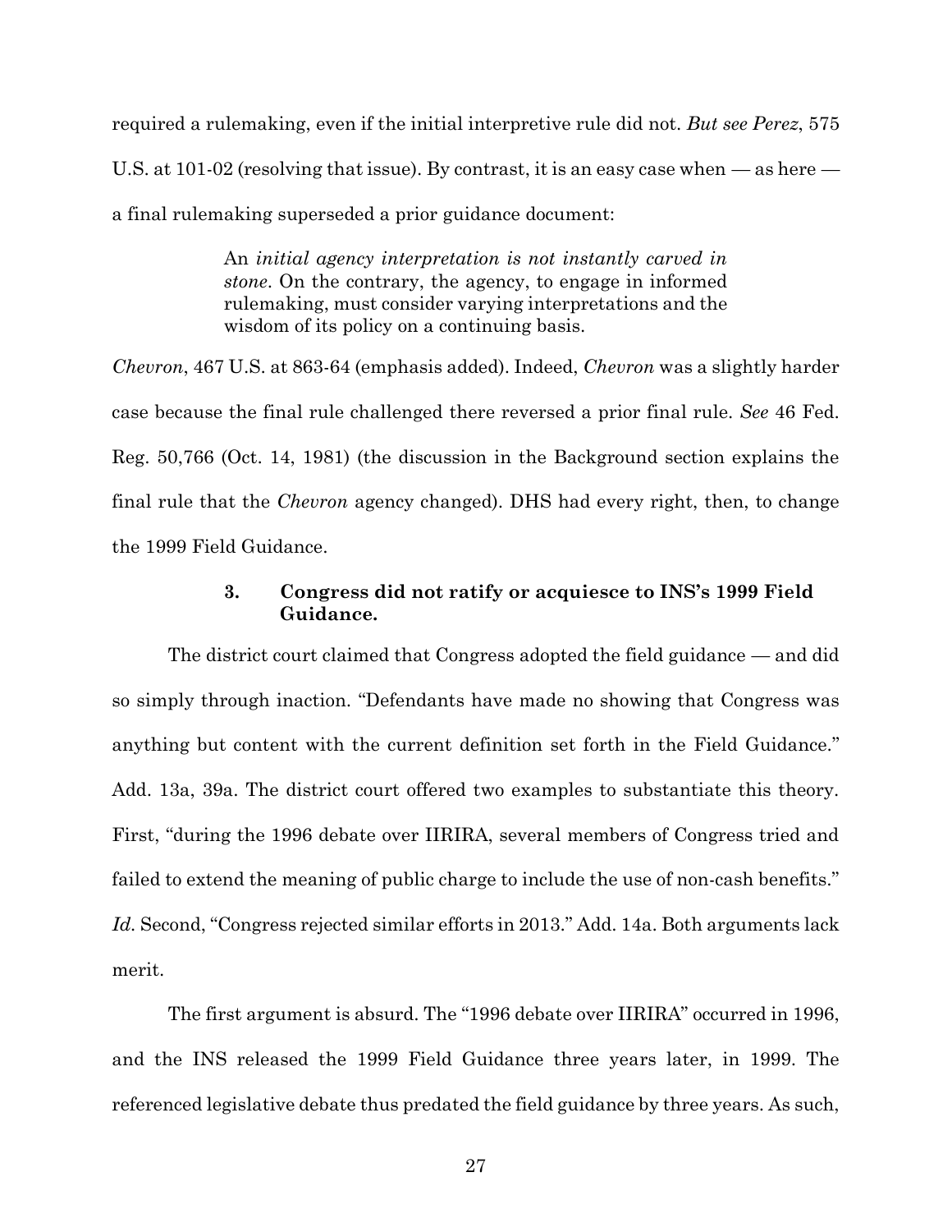required a rulemaking, even if the initial interpretive rule did not. *But see Perez*, 575 U.S. at 101-02 (resolving that issue). By contrast, it is an easy case when — as here — a final rulemaking superseded a prior guidance document:

> An *initial agency interpretation is not instantly carved in stone*. On the contrary, the agency, to engage in informed rulemaking, must consider varying interpretations and the wisdom of its policy on a continuing basis.

*Chevron*, 467 U.S. at 863-64 (emphasis added). Indeed, *Chevron* was a slightly harder case because the final rule challenged there reversed a prior final rule. *See* 46 Fed. Reg. 50,766 (Oct. 14, 1981) (the discussion in the Background section explains the final rule that the *Chevron* agency changed). DHS had every right, then, to change the 1999 Field Guidance.

### 3. Congress did not ratify or acquiesce to INS's 1999 Field Guidance.

The district court claimed that Congress adopted the field guidance — and did so simply through inaction. "Defendants have made no showing that Congress was anything but content with the current definition set forth in the Field Guidance." Add. 13a, 39a. The district court offered two examples to substantiate this theory. First, "during the 1996 debate over IIRIRA, several members of Congress tried and failed to extend the meaning of public charge to include the use of non-cash benefits." *Id.* Second, "Congress rejected similar efforts in 2013." Add. 14a. Both arguments lack merit.

The first argument is absurd. The "1996 debate over IIRIRA" occurred in 1996, and the INS released the 1999 Field Guidance three years later, in 1999. The referenced legislative debate thus predated the field guidance by three years. As such,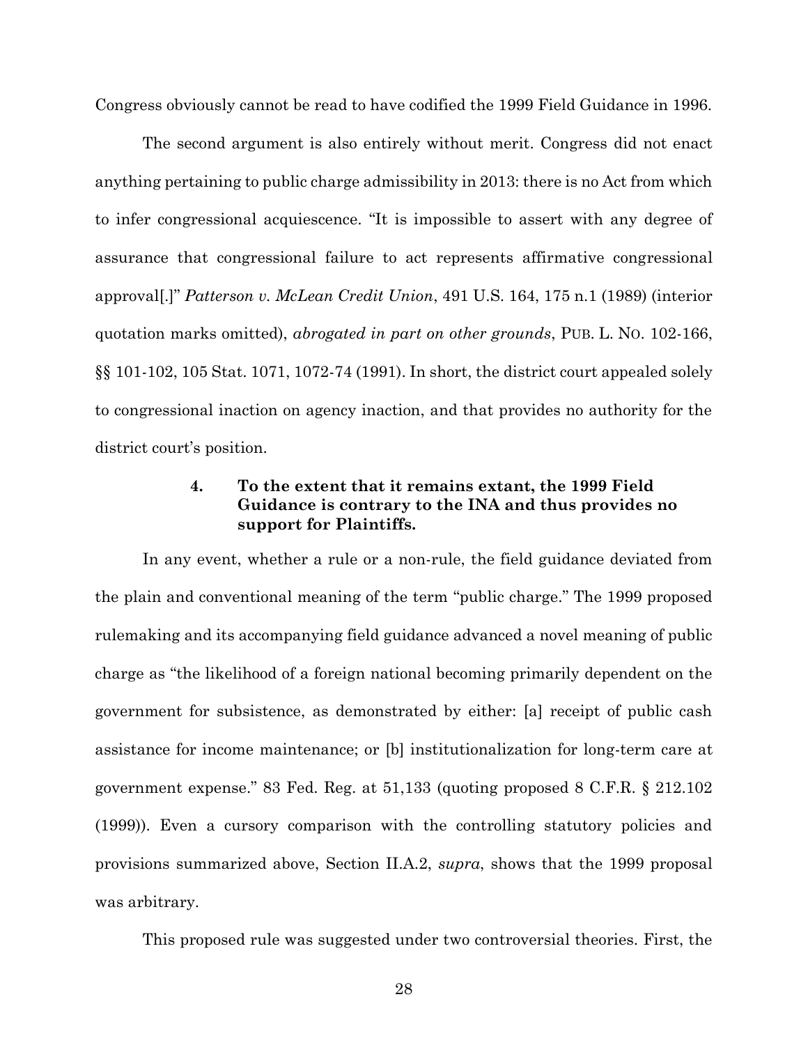Congress obviously cannot be read to have codified the 1999 Field Guidance in 1996.

The second argument is also entirely without merit. Congress did not enact anything pertaining to public charge admissibility in 2013: there is no Act from which to infer congressional acquiescence. "It is impossible to assert with any degree of assurance that congressional failure to act represents affirmative congressional approval[.]" *Patterson v. McLean Credit Union*, 491 U.S. 164, 175 n.1 (1989) (interior quotation marks omitted), *abrogated in part on other grounds*, PUB. L. NO. 102-166, §§ 101-102, 105 Stat. 1071, 1072-74 (1991). In short, the district court appealed solely to congressional inaction on agency inaction, and that provides no authority for the district court's position.

#### 4. To the extent that it remains extant, the 1999 Field Guidance is contrary to the INA and thus provides no support for Plaintiffs.

In any event, whether a rule or a non-rule, the field guidance deviated from the plain and conventional meaning of the term "public charge." The 1999 proposed rulemaking and its accompanying field guidance advanced a novel meaning of public charge as "the likelihood of a foreign national becoming primarily dependent on the government for subsistence, as demonstrated by either: [a] receipt of public cash assistance for income maintenance; or [b] institutionalization for long-term care at government expense." 83 Fed. Reg. at 51,133 (quoting proposed 8 C.F.R. § 212.102 (1999)). Even a cursory comparison with the controlling statutory policies and provisions summarized above, Section II.A.2, *supra*, shows that the 1999 proposal was arbitrary.

This proposed rule was suggested under two controversial theories. First, the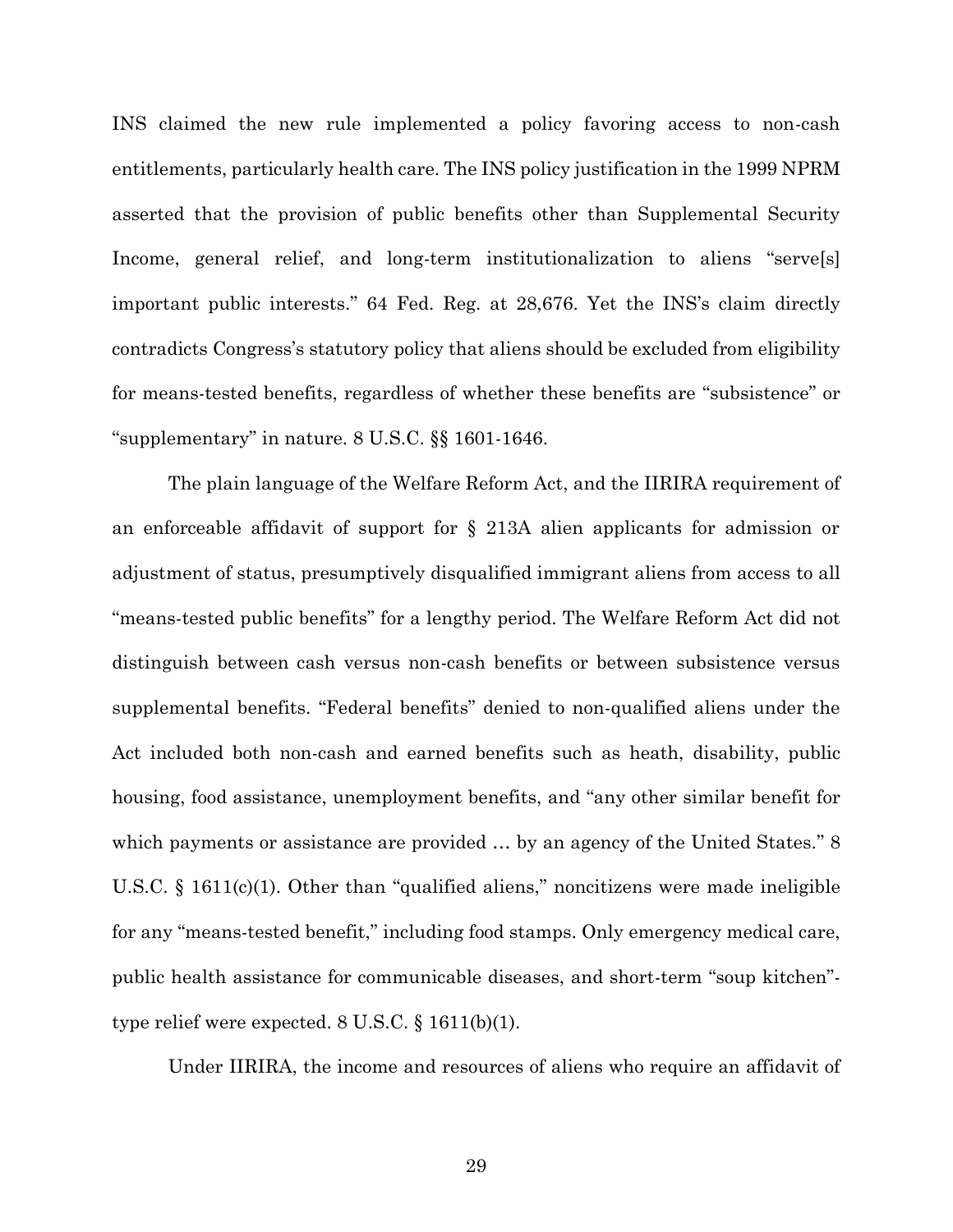INS claimed the new rule implemented a policy favoring access to non-cash entitlements, particularly health care. The INS policy justification in the 1999 NPRM asserted that the provision of public benefits other than Supplemental Security Income, general relief, and long-term institutionalization to aliens "serve[s] important public interests." 64 Fed. Reg. at 28,676. Yet the INS's claim directly contradicts Congress's statutory policy that aliens should be excluded from eligibility for means-tested benefits, regardless of whether these benefits are "subsistence" or "supplementary" in nature. 8 U.S.C. §§ 1601-1646.

The plain language of the Welfare Reform Act, and the IIRIRA requirement of an enforceable affidavit of support for § 213A alien applicants for admission or adjustment of status, presumptively disqualified immigrant aliens from access to all "means-tested public benefits" for a lengthy period. The Welfare Reform Act did not distinguish between cash versus non-cash benefits or between subsistence versus supplemental benefits. "Federal benefits" denied to non-qualified aliens under the Act included both non-cash and earned benefits such as heath, disability, public housing, food assistance, unemployment benefits, and "any other similar benefit for which payments or assistance are provided … by an agency of the United States." 8 U.S.C. § 1611(c)(1). Other than "qualified aliens," noncitizens were made ineligible for any "means-tested benefit," including food stamps. Only emergency medical care, public health assistance for communicable diseases, and short-term "soup kitchen"-type relief were expected. 8 U.S.C. § 1611(b)(1).

Under IIRIRA, the income and resources of aliens who require an affidavit of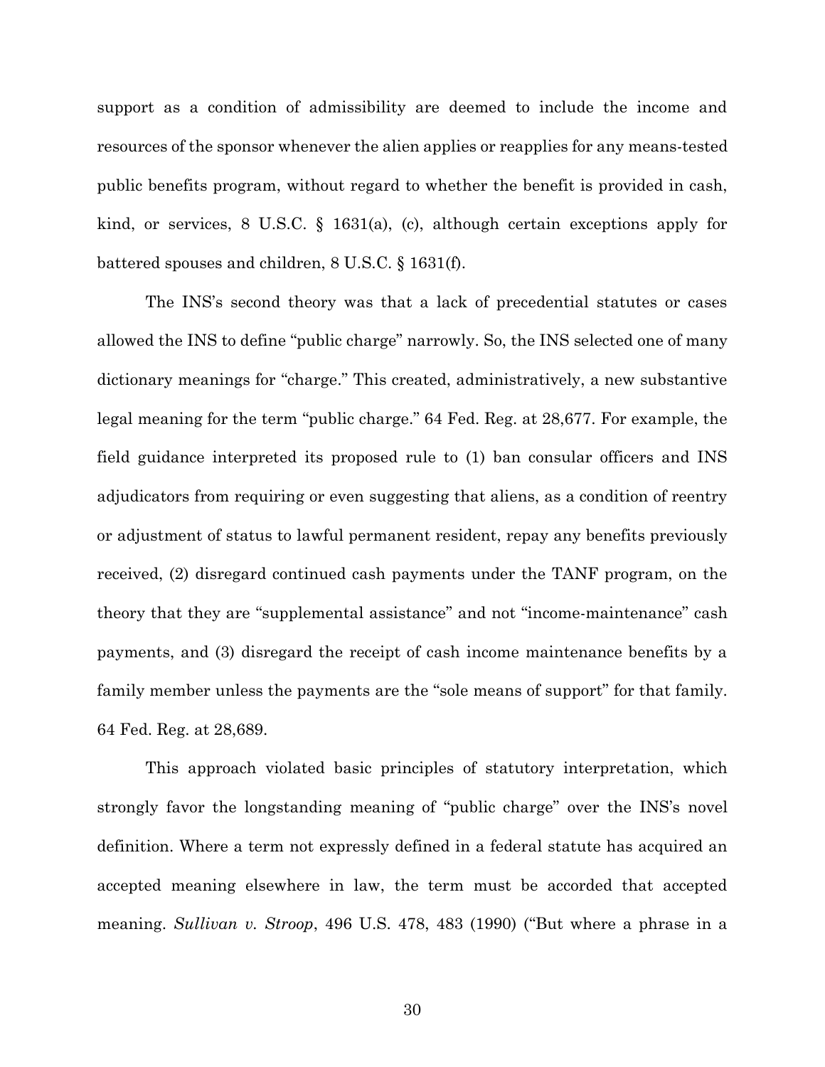support as a condition of admissibility are deemed to include the income and resources of the sponsor whenever the alien applies or reapplies for any means-tested public benefits program, without regard to whether the benefit is provided in cash, kind, or services, 8 U.S.C. § 1631(a), (c), although certain exceptions apply for battered spouses and children, 8 U.S.C. § 1631(f).

The INS's second theory was that a lack of precedential statutes or cases allowed the INS to define "public charge" narrowly. So, the INS selected one of many dictionary meanings for "charge." This created, administratively, a new substantive legal meaning for the term "public charge." 64 Fed. Reg. at 28,677. For example, the field guidance interpreted its proposed rule to (1) ban consular officers and INS adjudicators from requiring or even suggesting that aliens, as a condition of reentry or adjustment of status to lawful permanent resident, repay any benefits previously received, (2) disregard continued cash payments under the TANF program, on the theory that they are "supplemental assistance" and not "income-maintenance" cash payments, and (3) disregard the receipt of cash income maintenance benefits by a family member unless the payments are the "sole means of support" for that family. 64 Fed. Reg. at 28,689.

This approach violated basic principles of statutory interpretation, which strongly favor the longstanding meaning of "public charge" over the INS's novel definition. Where a term not expressly defined in a federal statute has acquired an accepted meaning elsewhere in law, the term must be accorded that accepted meaning. *Sullivan v. Stroop*, 496 U.S. 478, 483 (1990) ("But where a phrase in a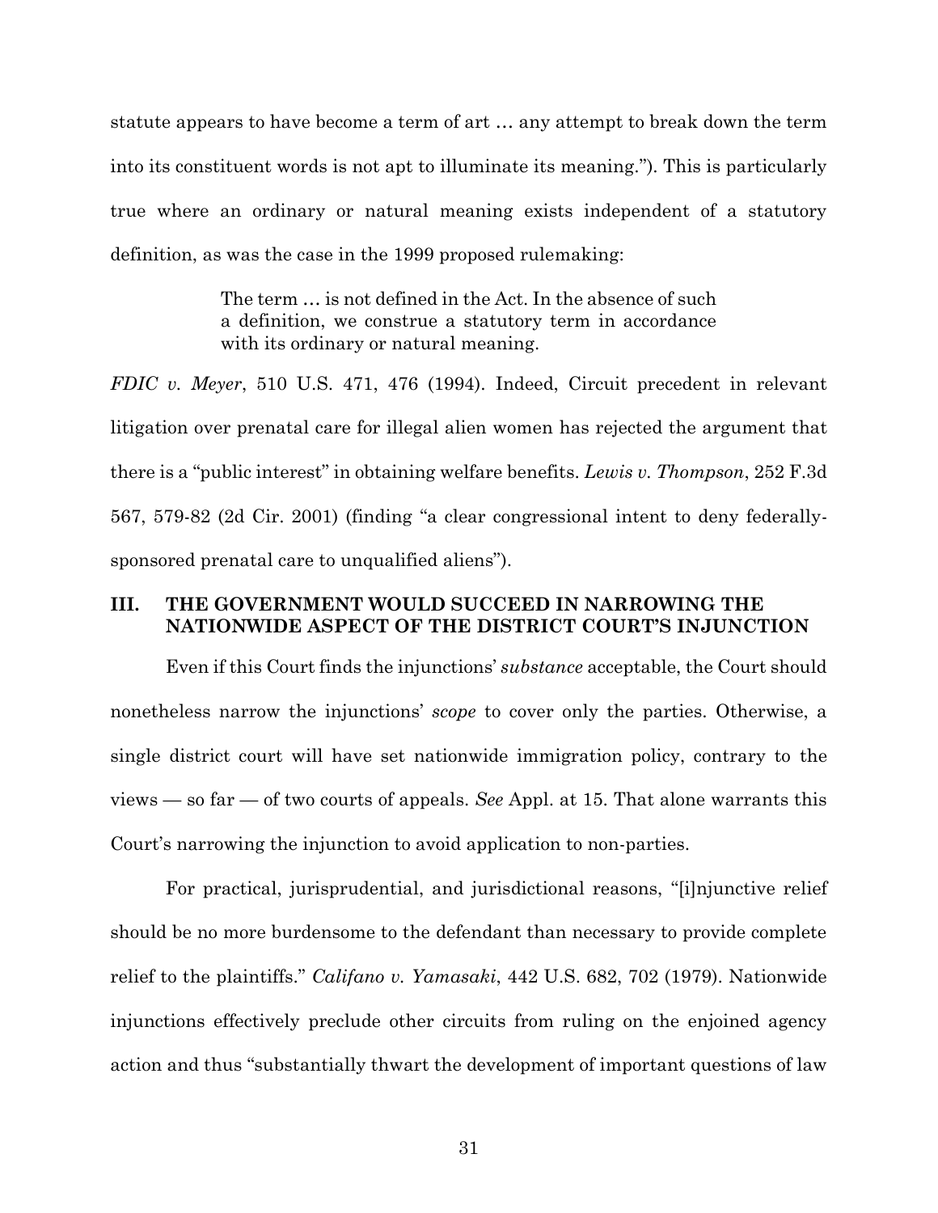statute appears to have become a term of art … any attempt to break down the term into its constituent words is not apt to illuminate its meaning."). This is particularly true where an ordinary or natural meaning exists independent of a statutory definition, as was the case in the 1999 proposed rulemaking:

> The term … is not defined in the Act. In the absence of such a definition, we construe a statutory term in accordance with its ordinary or natural meaning.

*FDIC v. Meyer*, 510 U.S. 471, 476 (1994). Indeed, Circuit precedent in relevant litigation over prenatal care for illegal alien women has rejected the argument that there is a "public interest" in obtaining welfare benefits. *Lewis v. Thompson*, 252 F.3d 567, 579-82 (2d Cir. 2001) (finding "a clear congressional intent to deny federally-sponsored prenatal care to unqualified aliens").

## III. THE GOVERNMENT WOULD SUCCEED IN NARROWING THE NATIONWIDE ASPECT OF THE DISTRICT COURT'S INJUNCTION

Even if this Court finds the injunctions' *substance* acceptable, the Court should nonetheless narrow the injunctions' *scope* to cover only the parties. Otherwise, a single district court will have set nationwide immigration policy, contrary to the views — so far — of two courts of appeals. *See* Appl. at 15. That alone warrants this Court's narrowing the injunction to avoid application to non-parties.

For practical, jurisprudential, and jurisdictional reasons, "[i]njunctive relief should be no more burdensome to the defendant than necessary to provide complete relief to the plaintiffs." *Califano v. Yamasaki*, 442 U.S. 682, 702 (1979). Nationwide injunctions effectively preclude other circuits from ruling on the enjoined agency action and thus "substantially thwart the development of important questions of law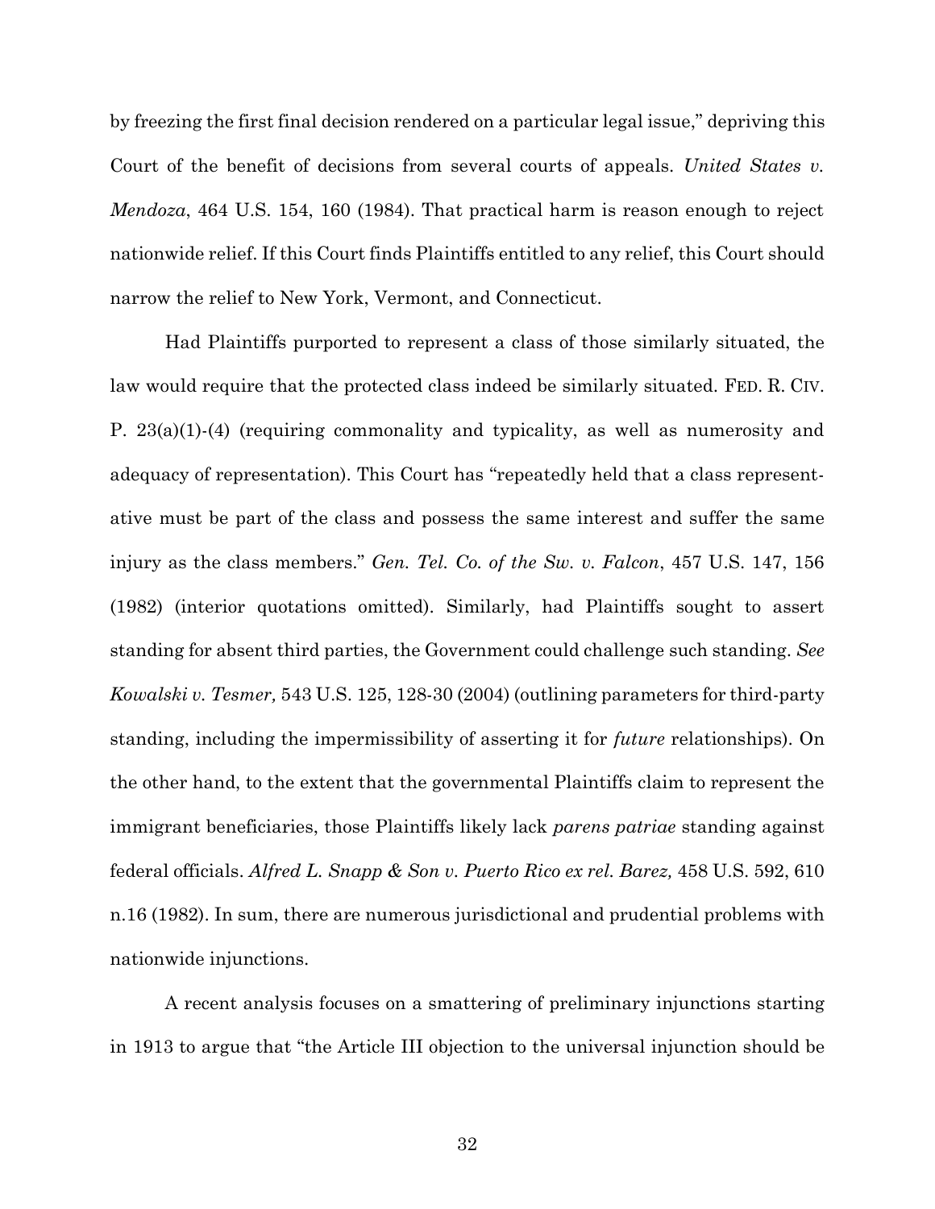by freezing the first final decision rendered on a particular legal issue," depriving this Court of the benefit of decisions from several courts of appeals. *United States v. Mendoza*, 464 U.S. 154, 160 (1984). That practical harm is reason enough to reject nationwide relief. If this Court finds Plaintiffs entitled to any relief, this Court should narrow the relief to New York, Vermont, and Connecticut.

Had Plaintiffs purported to represent a class of those similarly situated, the law would require that the protected class indeed be similarly situated. FED. R. CIV. P. 23(a)(1)-(4) (requiring commonality and typicality, as well as numerosity and adequacy of representation). This Court has "repeatedly held that a class representative must be part of the class and possess the same interest and suffer the same injury as the class members." *Gen. Tel. Co. of the Sw. v. Falcon*, 457 U.S. 147, 156 (1982) (interior quotations omitted). Similarly, had Plaintiffs sought to assert standing for absent third parties, the Government could challenge such standing. *See Kowalski v. Tesmer,* 543 U.S. 125, 128-30 (2004) (outlining parameters for third-party standing, including the impermissibility of asserting it for *future* relationships). On the other hand, to the extent that the governmental Plaintiffs claim to represent the immigrant beneficiaries, those Plaintiffs likely lack *parens patriae* standing against federal officials. *Alfred L. Snapp & Son v. Puerto Rico ex rel. Barez,* 458 U.S. 592, 610 n.16 (1982). In sum, there are numerous jurisdictional and prudential problems with nationwide injunctions.

A recent analysis focuses on a smattering of preliminary injunctions starting in 1913 to argue that "the Article III objection to the universal injunction should be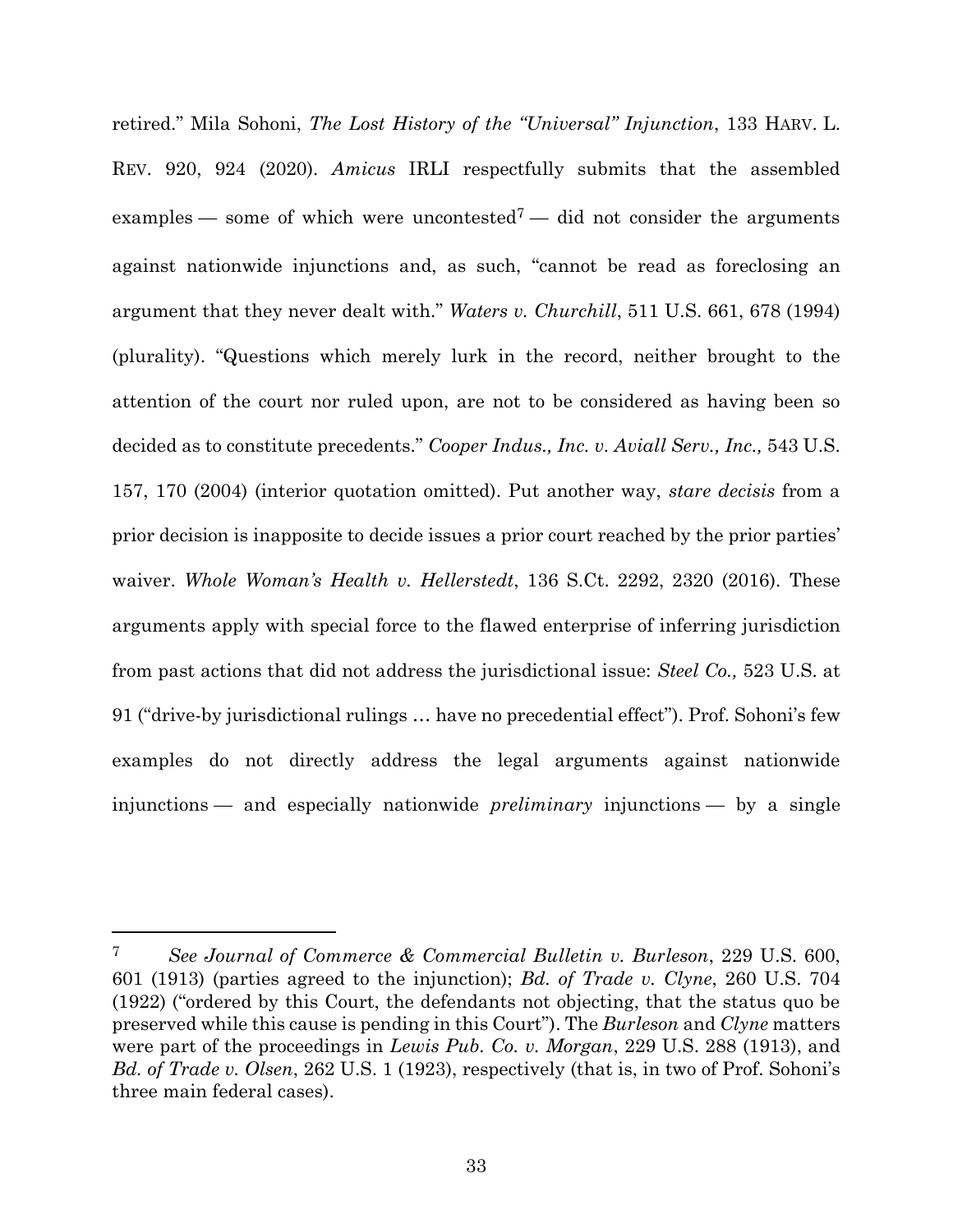retired." Mila Sohoni, *The Lost History of the "Universal" Injunction*, 133 HARV. L. REV. 920, 924 (2020). *Amicus* IRLI respectfully submits that the assembled examples — some of which were uncontested[7] — did not consider the arguments against nationwide injunctions and, as such, "cannot be read as foreclosing an argument that they never dealt with." *Waters v. Churchill*, 511 U.S. 661, 678 (1994) (plurality). "Questions which merely lurk in the record, neither brought to the attention of the court nor ruled upon, are not to be considered as having been so decided as to constitute precedents." *Cooper Indus., Inc. v. Aviall Serv., Inc.,* 543 U.S. 157, 170 (2004) (interior quotation omitted). Put another way, *stare decisis* from a prior decision is inapposite to decide issues a prior court reached by the prior parties' waiver. *Whole Woman's Health v. Hellerstedt*, 136 S.Ct. 2292, 2320 (2016). These arguments apply with special force to the flawed enterprise of inferring jurisdiction from past actions that did not address the jurisdictional issue: *Steel Co.,* 523 U.S. at 91 ("drive-by jurisdictional rulings … have no precedential effect"). Prof. Sohoni's few examples do not directly address the legal arguments against nationwide injunctions — and especially nationwide *preliminary* injunctions — by a single

---

[7] *See Journal of Commerce & Commercial Bulletin v. Burleson*, 229 U.S. 600, 601 (1913) (parties agreed to the injunction); *Bd. of Trade v. Clyne*, 260 U.S. 704 (1922) ("ordered by this Court, the defendants not objecting, that the status quo be preserved while this cause is pending in this Court"). The *Burleson* and *Clyne* matters were part of the proceedings in *Lewis Pub. Co. v. Morgan*, 229 U.S. 288 (1913), and *Bd. of Trade v. Olsen*, 262 U.S. 1 (1923), respectively (that is, in two of Prof. Sohoni's three main federal cases).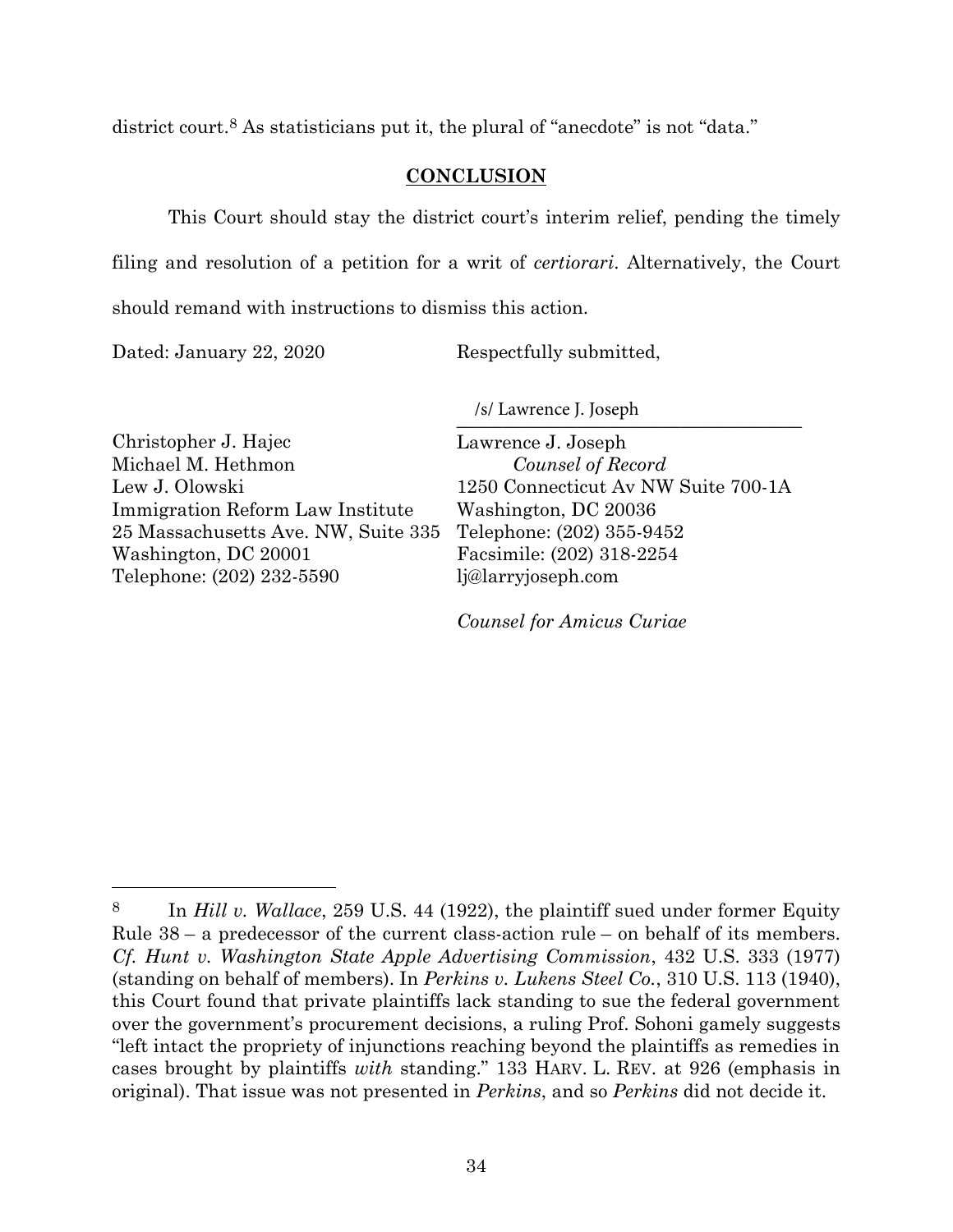district court.[8] As statisticians put it, the plural of "anecdote" is not "data."

## CONCLUSION

This Court should stay the district court's interim relief, pending the timely filing and resolution of a petition for a writ of *certiorari*. Alternatively, the Court should remand with instructions to dismiss this action.

Dated: January 22, 2020

Respectfully submitted,

/s/ Lawrence J. Joseph

Lawrence J. Joseph
*Counsel of Record*
1250 Connecticut Av NW Suite 700-1A
Washington, DC 20036
Telephone: (202) 355-9452
Facsimile: (202) 318-2254
lj@larryjoseph.com

*Counsel for Amicus Curiae*

Christopher J. Hajec
Michael M. Hethmon
Lew J. Olowski
Immigration Reform Law Institute
25 Massachusetts Ave. NW, Suite 335
Washington, DC 20001
Telephone: (202) 232-5590

---

[8] In *Hill v. Wallace*, 259 U.S. 44 (1922), the plaintiff sued under former Equity Rule 38 – a predecessor of the current class-action rule – on behalf of its members. *Cf. Hunt v. Washington State Apple Advertising Commission*, 432 U.S. 333 (1977) (standing on behalf of members). In *Perkins v. Lukens Steel Co.*, 310 U.S. 113 (1940), this Court found that private plaintiffs lack standing to sue the federal government over the government's procurement decisions, a ruling Prof. Sohoni gamely suggests "left intact the propriety of injunctions reaching beyond the plaintiffs as remedies in cases brought by plaintiffs *with* standing." 133 HARV. L. REV. at 926 (emphasis in original). That issue was not presented in *Perkins*, and so *Perkins* did not decide it.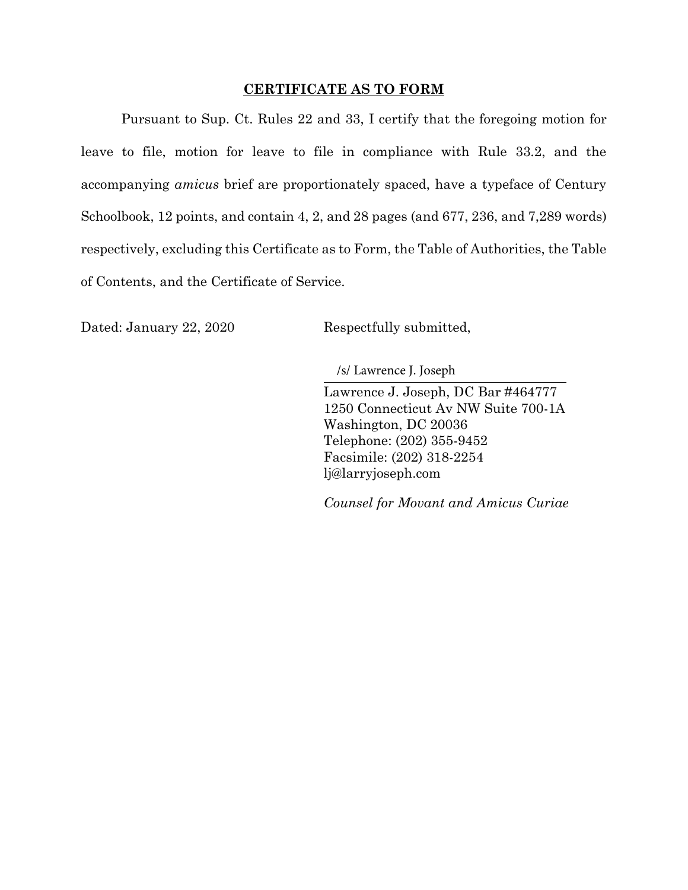## <u>**CERTIFICATE AS TO FORM**</u>

Pursuant to Sup. Ct. Rules 22 and 33, I certify that the foregoing motion for leave to file, motion for leave to file in compliance with Rule 33.2, and the accompanying *amicus* brief are proportionately spaced, have a typeface of Century Schoolbook, 12 points, and contain 4, 2, and 28 pages (and 677, 236, and 7,289 words) respectively, excluding this Certificate as to Form, the Table of Authorities, the Table of Contents, and the Certificate of Service.

Dated: January 22, 2020

Respectfully submitted,

/s/ Lawrence J. Joseph

Lawrence J. Joseph, DC Bar #464777
1250 Connecticut Av NW Suite 700-1A
Washington, DC 20036
Telephone: (202) 355-9452
Facsimile: (202) 318-2254
lj@larryjoseph.com

*Counsel for Movant and Amicus Curiae*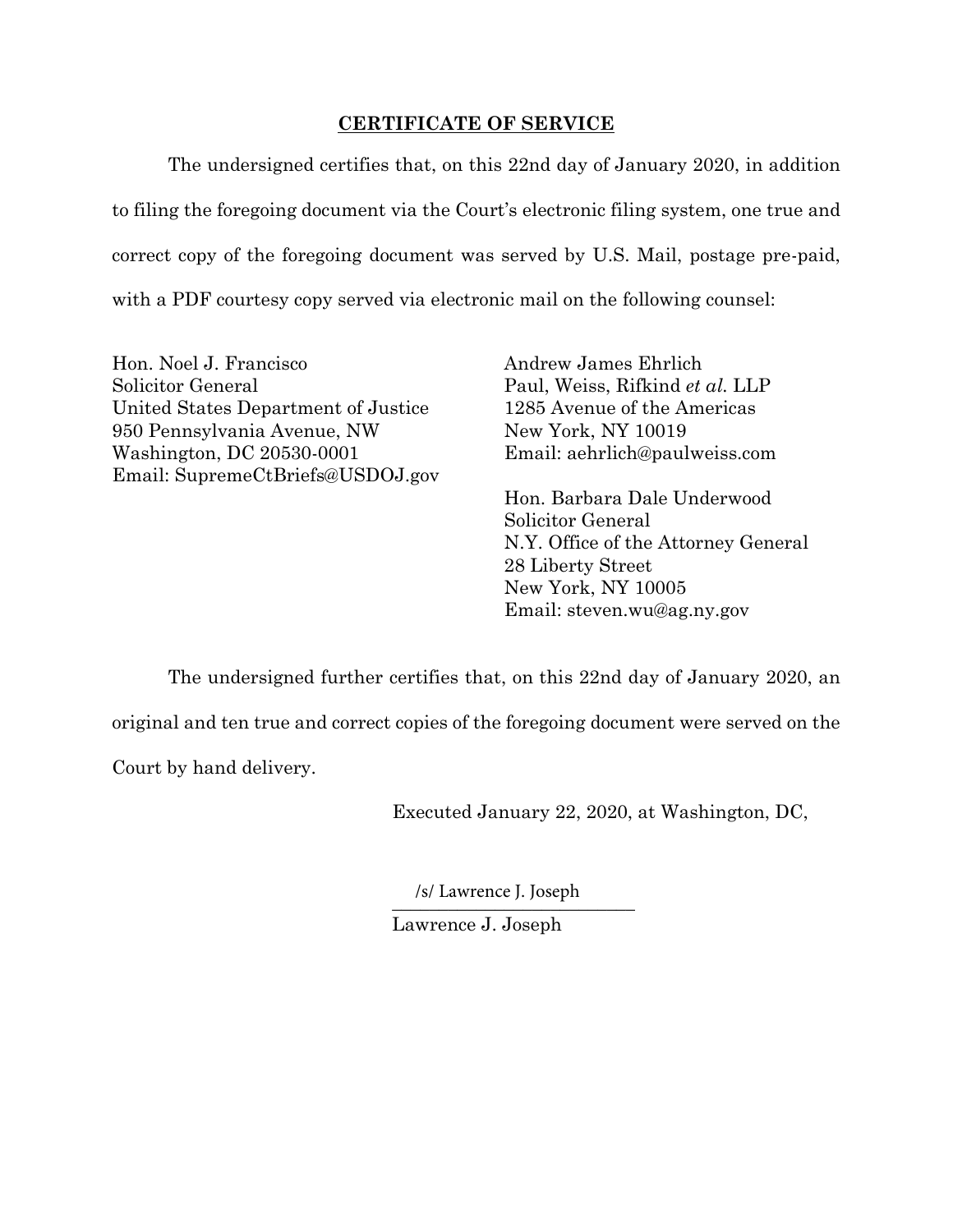## CERTIFICATE OF SERVICE

The undersigned certifies that, on this 22nd day of January 2020, in addition to filing the foregoing document via the Court's electronic filing system, one true and correct copy of the foregoing document was served by U.S. Mail, postage pre-paid, with a PDF courtesy copy served via electronic mail on the following counsel:

Hon. Noel J. Francisco
Solicitor General
United States Department of Justice
950 Pennsylvania Avenue, NW
Washington, DC 20530-0001
Email: SupremeCtBriefs@USDOJ.gov

Andrew James Ehrlich
Paul, Weiss, Rifkind *et al.* LLP
1285 Avenue of the Americas
New York, NY 10019
Email: aehrlich@paulweiss.com

Hon. Barbara Dale Underwood
Solicitor General
N.Y. Office of the Attorney General
28 Liberty Street
New York, NY 10005
Email: steven.wu@ag.ny.gov

The undersigned further certifies that, on this 22nd day of January 2020, an original and ten true and correct copies of the foregoing document were served on the Court by hand delivery.

Executed January 22, 2020, at Washington, DC,

/s/ Lawrence J. Joseph

Lawrence J. Joseph